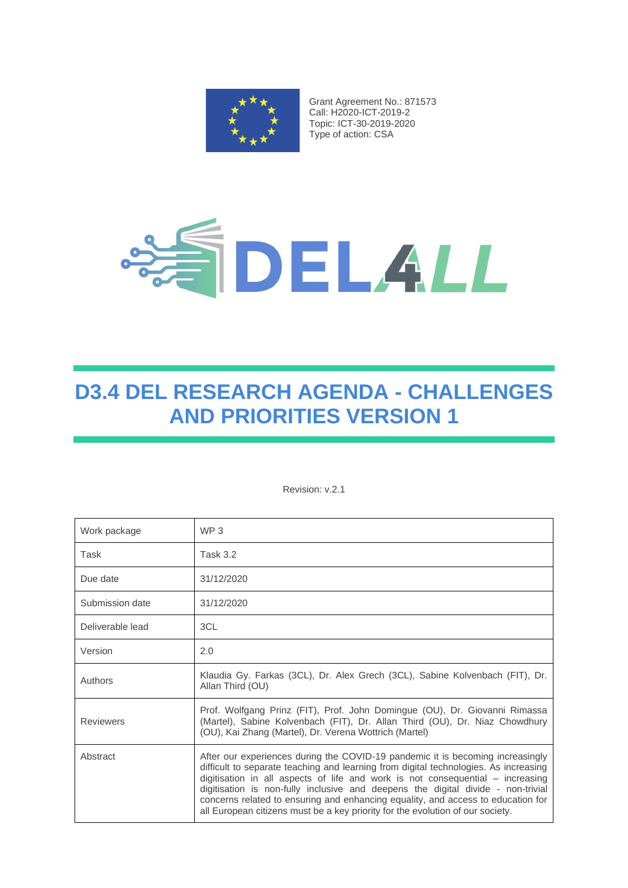Grant Agreement No.: 871573
Call: H2020-ICT-2019-2
Topic: ICT-30-2019-2020
Type of action: CSA

DEL4LL

# D3.4 DEL RESEARCH AGENDA - CHALLENGES AND PRIORITIES VERSION 1

Revision: v.2.1

| Work package | WP 3 |
|---|---|
| Task | Task 3.2 |
| Due date | 31/12/2020 |
| Submission date | 31/12/2020 |
| Deliverable lead | 3CL |
| Version | 2.0 |
| Authors | Klaudia Gy. Farkas (3CL), Dr. Alex Grech (3CL), Sabine Kolvenbach (FIT), Dr. Allan Third (OU) |
| Reviewers | Prof. Wolfgang Prinz (FIT), Prof. John Domingue (OU), Dr. Giovanni Rimassa (Martel), Sabine Kolvenbach (FIT), Dr. Allan Third (OU), Dr. Niaz Chowdhury (OU), Kai Zhang (Martel), Dr. Verena Wottrich (Martel) |
| Abstract | After our experiences during the COVID-19 pandemic it is becoming increasingly difficult to separate teaching and learning from digital technologies. As increasing digitisation in all aspects of life and work is not consequential – increasing digitisation is non-fully inclusive and deepens the digital divide - non-trivial concerns related to ensuring and enhancing equality, and access to education for all European citizens must be a key priority for the evolution of our society. |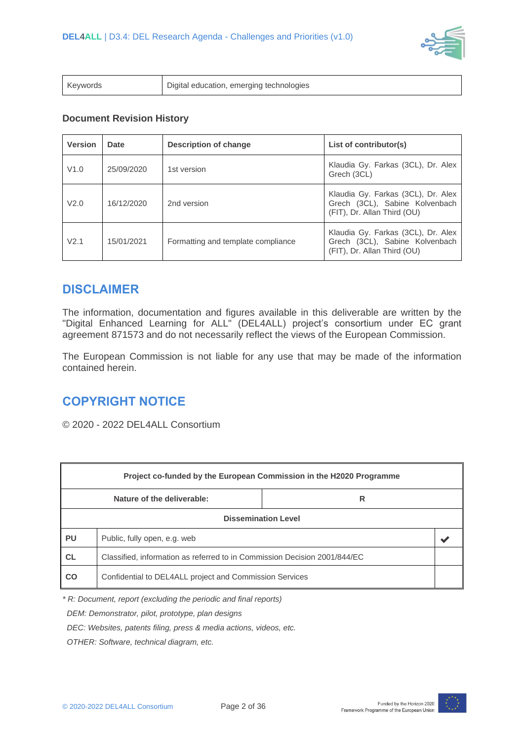| Keywords | Digital education, emerging technologies |
| --- | --- |

**Document Revision History**

| Version | Date | Description of change | List of contributor(s) |
| --- | --- | --- | --- |
| V1.0 | 25/09/2020 | 1st version | Klaudia Gy. Farkas (3CL), Dr. Alex Grech (3CL) |
| V2.0 | 16/12/2020 | 2nd version | Klaudia Gy. Farkas (3CL), Dr. Alex Grech (3CL), Sabine Kolvenbach (FIT), Dr. Allan Third (OU) |
| V2.1 | 15/01/2021 | Formatting and template compliance | Klaudia Gy. Farkas (3CL), Dr. Alex Grech (3CL), Sabine Kolvenbach (FIT), Dr. Allan Third (OU) |

# DISCLAIMER

The information, documentation and figures available in this deliverable are written by the "Digital Enhanced Learning for ALL" (DEL4ALL) project's consortium under EC grant agreement 871573 and do not necessarily reflect the views of the European Commission.

The European Commission is not liable for any use that may be made of the information contained herein.

# COPYRIGHT NOTICE

© 2020 - 2022 DEL4ALL Consortium

| **Project co-funded by the European Commission in the H2020 Programme** | | |
| --- | --- | --- |
| **Nature of the deliverable:** | **R** | |
| **Dissemination Level** | | |
| **PU** | Public, fully open, e.g. web | ✔ |
| **CL** | Classified, information as referred to in Commission Decision 2001/844/EC | |
| **CO** | Confidential to DEL4ALL project and Commission Services | |

*\* R: Document, report (excluding the periodic and final reports)*

*DEM: Demonstrator, pilot, prototype, plan designs*

*DEC: Websites, patents filing, press & media actions, videos, etc.*

*OTHER: Software, technical diagram, etc.*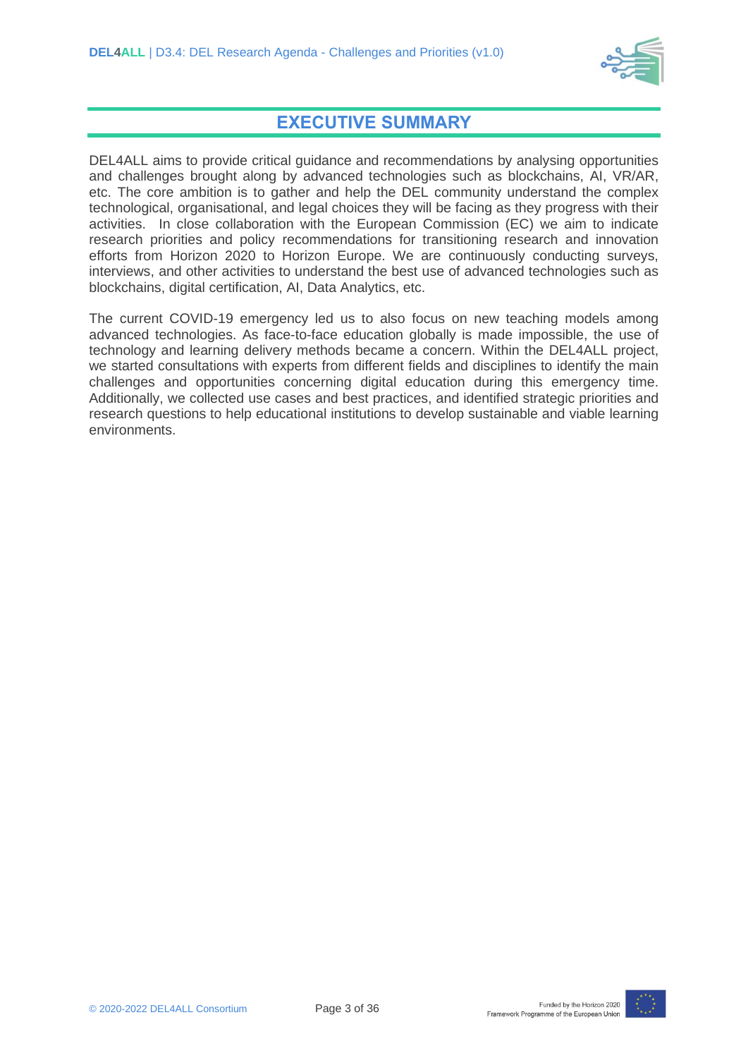# EXECUTIVE SUMMARY

DEL4ALL aims to provide critical guidance and recommendations by analysing opportunities and challenges brought along by advanced technologies such as blockchains, AI, VR/AR, etc. The core ambition is to gather and help the DEL community understand the complex technological, organisational, and legal choices they will be facing as they progress with their activities. In close collaboration with the European Commission (EC) we aim to indicate research priorities and policy recommendations for transitioning research and innovation efforts from Horizon 2020 to Horizon Europe. We are continuously conducting surveys, interviews, and other activities to understand the best use of advanced technologies such as blockchains, digital certification, AI, Data Analytics, etc.

The current COVID-19 emergency led us to also focus on new teaching models among advanced technologies. As face-to-face education globally is made impossible, the use of technology and learning delivery methods became a concern. Within the DEL4ALL project, we started consultations with experts from different fields and disciplines to identify the main challenges and opportunities concerning digital education during this emergency time. Additionally, we collected use cases and best practices, and identified strategic priorities and research questions to help educational institutions to develop sustainable and viable learning environments.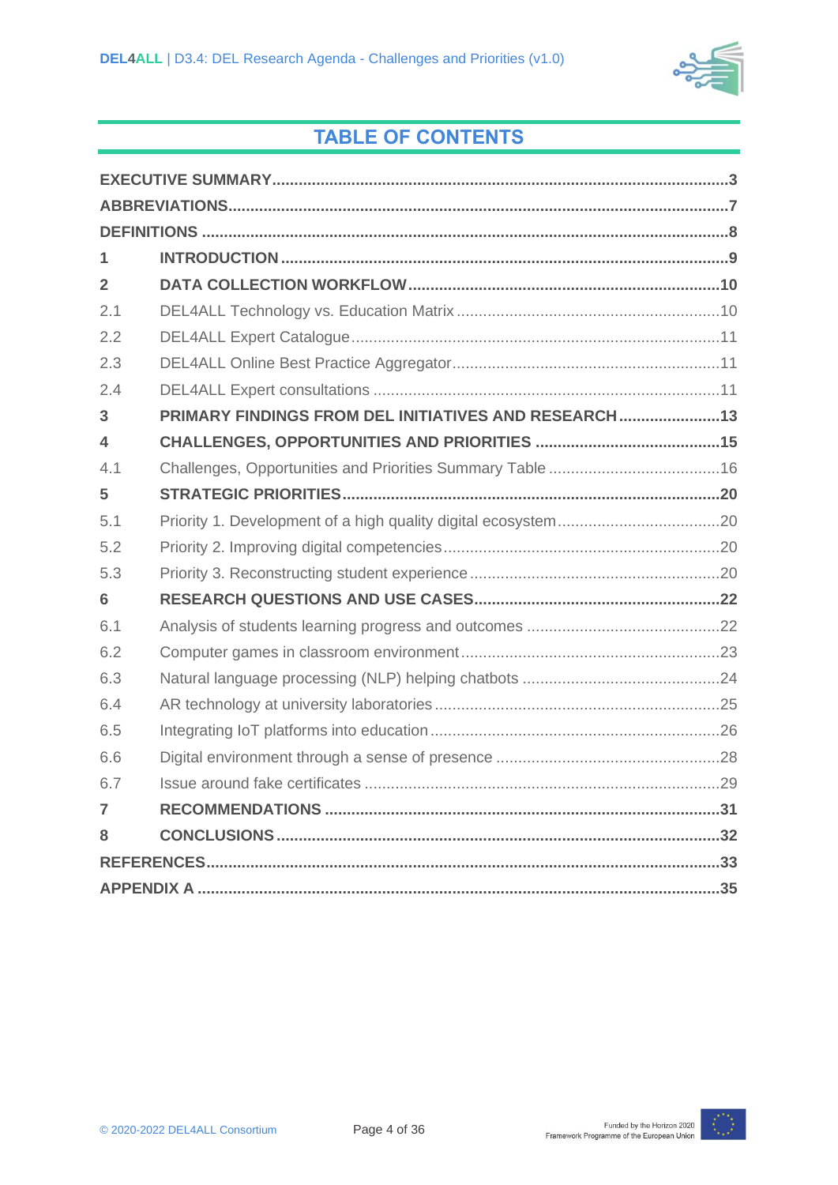# TABLE OF CONTENTS

| | | |
|---|---|---|
| **EXECUTIVE SUMMARY** | | **3** |
| **ABBREVIATIONS** | | **7** |
| **DEFINITIONS** | | **8** |
| **1** | **INTRODUCTION** | **9** |
| **2** | **DATA COLLECTION WORKFLOW** | **10** |
| 2.1 | DEL4ALL Technology vs. Education Matrix | 10 |
| 2.2 | DEL4ALL Expert Catalogue | 11 |
| 2.3 | DEL4ALL Online Best Practice Aggregator | 11 |
| 2.4 | DEL4ALL Expert consultations | 11 |
| **3** | **PRIMARY FINDINGS FROM DEL INITIATIVES AND RESEARCH** | **13** |
| **4** | **CHALLENGES, OPPORTUNITIES AND PRIORITIES** | **15** |
| 4.1 | Challenges, Opportunities and Priorities Summary Table | 16 |
| **5** | **STRATEGIC PRIORITIES** | **20** |
| 5.1 | Priority 1. Development of a high quality digital ecosystem | 20 |
| 5.2 | Priority 2. Improving digital competencies | 20 |
| 5.3 | Priority 3. Reconstructing student experience | 20 |
| **6** | **RESEARCH QUESTIONS AND USE CASES** | **22** |
| 6.1 | Analysis of students learning progress and outcomes | 22 |
| 6.2 | Computer games in classroom environment | 23 |
| 6.3 | Natural language processing (NLP) helping chatbots | 24 |
| 6.4 | AR technology at university laboratories | 25 |
| 6.5 | Integrating IoT platforms into education | 26 |
| 6.6 | Digital environment through a sense of presence | 28 |
| 6.7 | Issue around fake certificates | 29 |
| **7** | **RECOMMENDATIONS** | **31** |
| **8** | **CONCLUSIONS** | **32** |
| **REFERENCES** | | **33** |
| **APPENDIX A** | | **35** |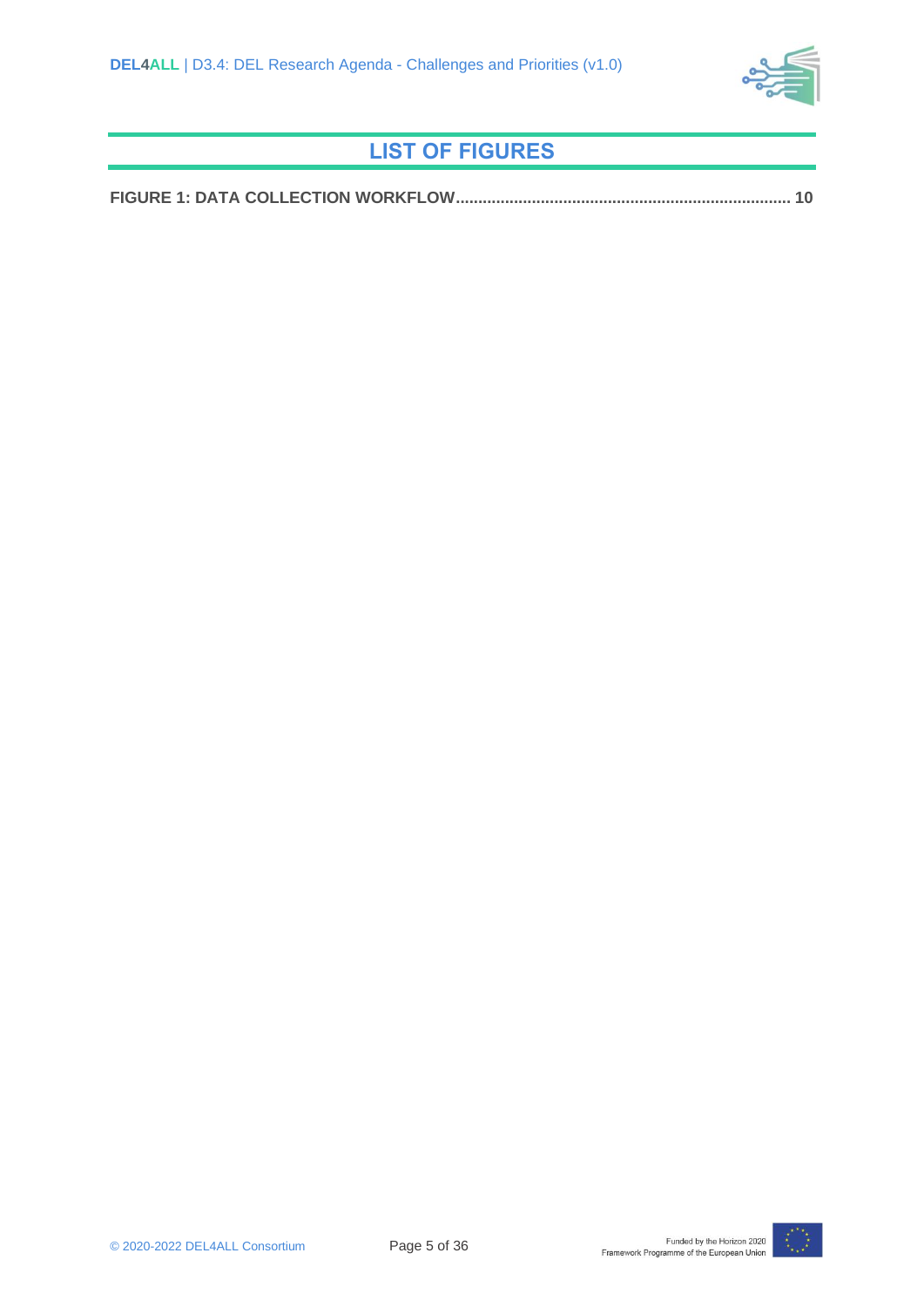# LIST OF FIGURES

**FIGURE 1: DATA COLLECTION WORKFLOW........................................................................ 10**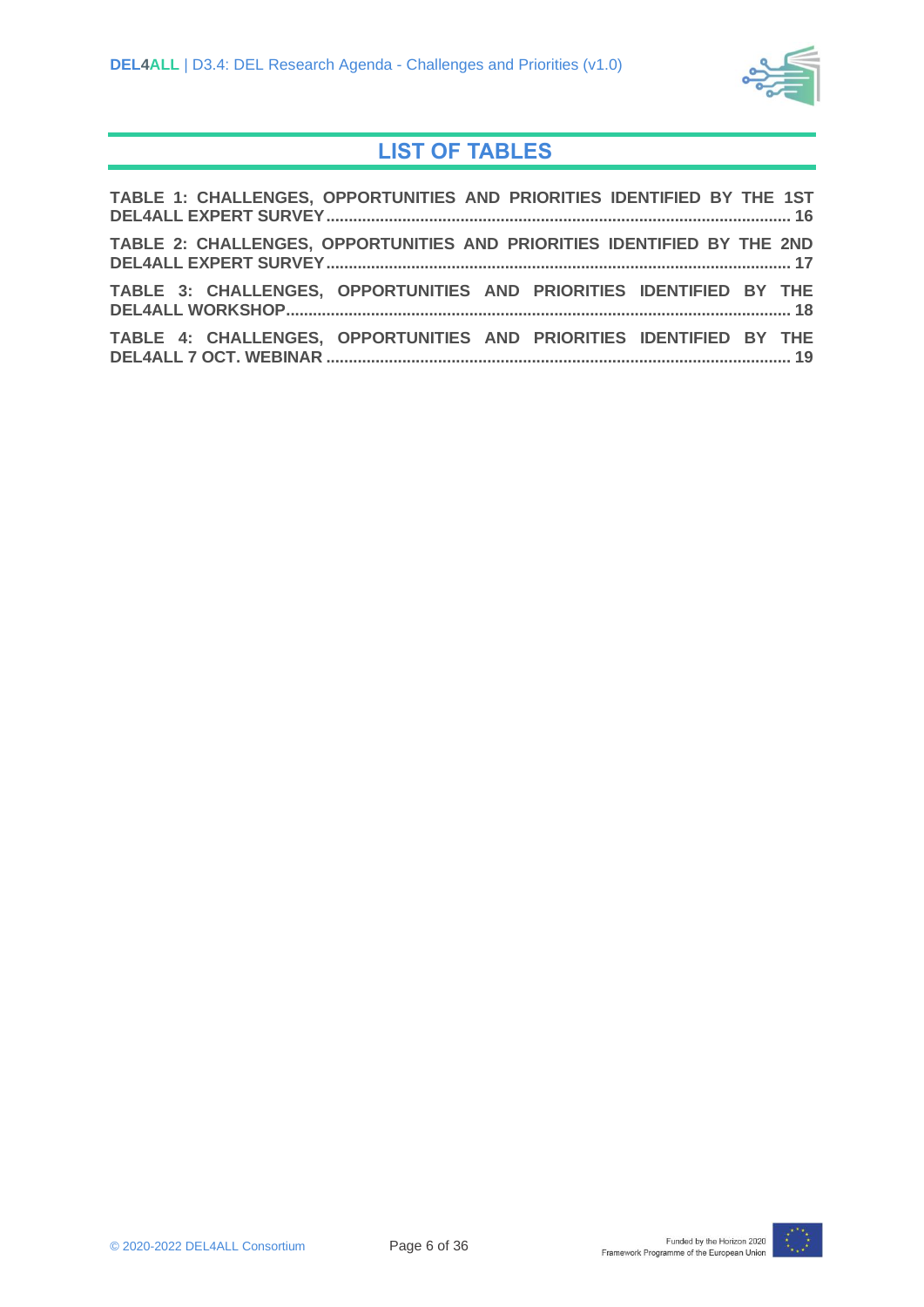# LIST OF TABLES

TABLE 1: CHALLENGES, OPPORTUNITIES AND PRIORITIES IDENTIFIED BY THE 1ST DEL4ALL EXPERT SURVEY ........ 16

TABLE 2: CHALLENGES, OPPORTUNITIES AND PRIORITIES IDENTIFIED BY THE 2ND DEL4ALL EXPERT SURVEY ........ 17

TABLE 3: CHALLENGES, OPPORTUNITIES AND PRIORITIES IDENTIFIED BY THE DEL4ALL WORKSHOP ........ 18

TABLE 4: CHALLENGES, OPPORTUNITIES AND PRIORITIES IDENTIFIED BY THE DEL4ALL 7 OCT. WEBINAR ........ 19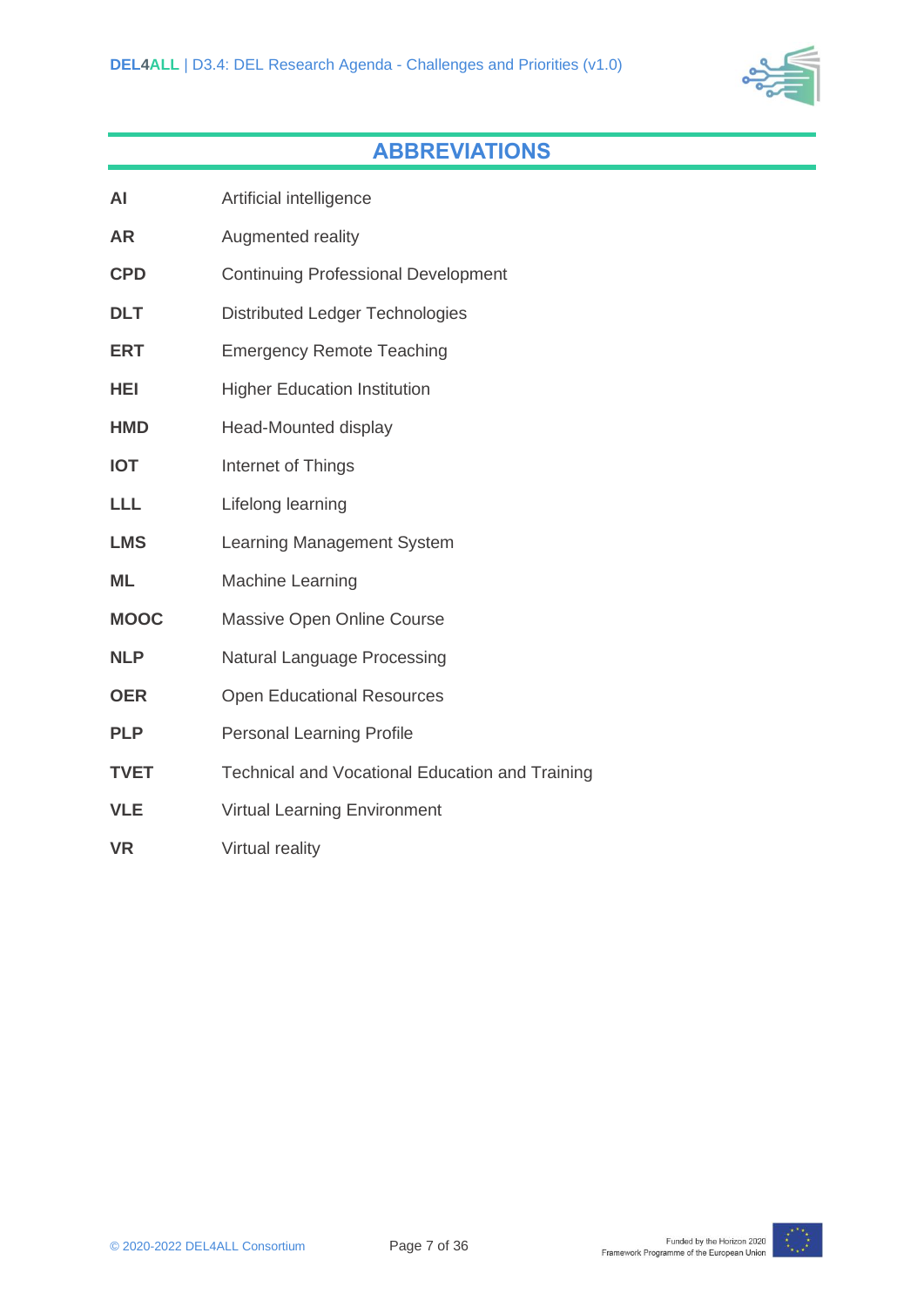# ABBREVIATIONS

| | |
|---|---|
| **AI** | Artificial intelligence |
| **AR** | Augmented reality |
| **CPD** | Continuing Professional Development |
| **DLT** | Distributed Ledger Technologies |
| **ERT** | Emergency Remote Teaching |
| **HEI** | Higher Education Institution |
| **HMD** | Head-Mounted display |
| **IOT** | Internet of Things |
| **LLL** | Lifelong learning |
| **LMS** | Learning Management System |
| **ML** | Machine Learning |
| **MOOC** | Massive Open Online Course |
| **NLP** | Natural Language Processing |
| **OER** | Open Educational Resources |
| **PLP** | Personal Learning Profile |
| **TVET** | Technical and Vocational Education and Training |
| **VLE** | Virtual Learning Environment |
| **VR** | Virtual reality |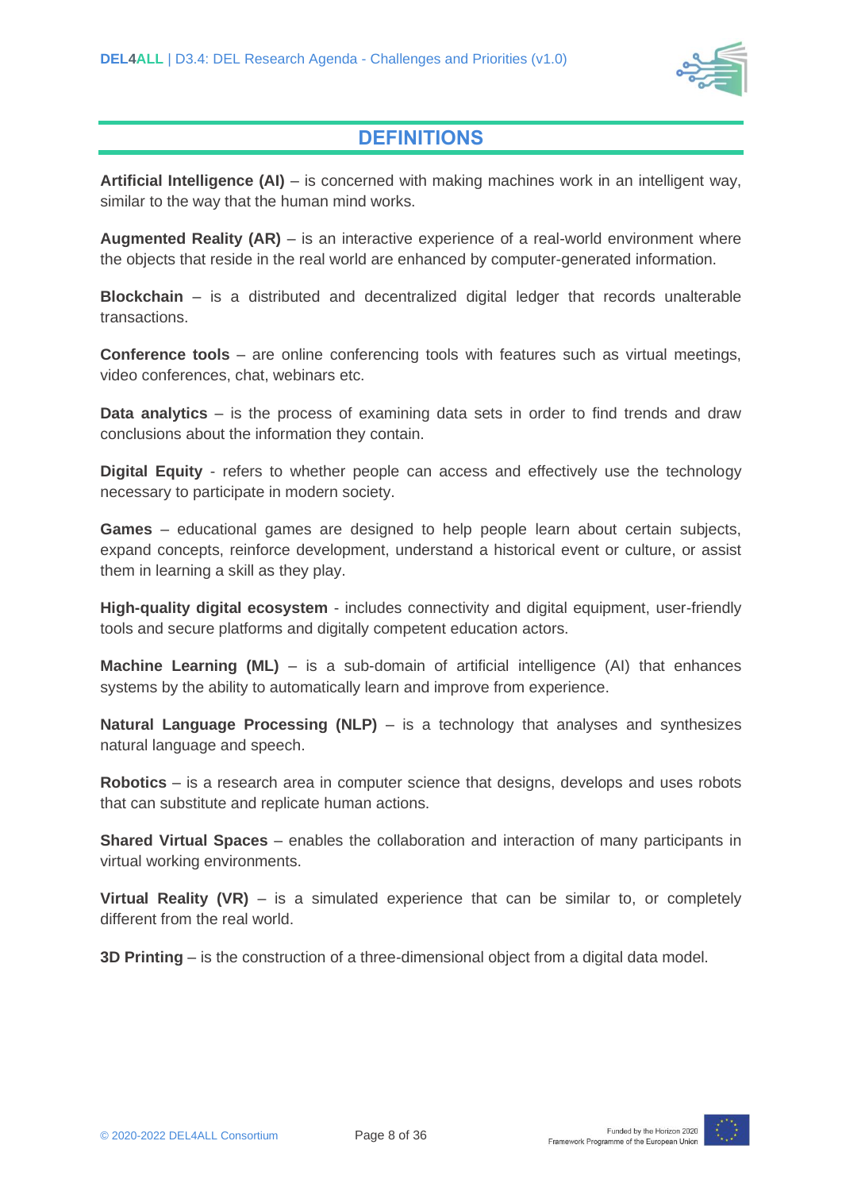# DEFINITIONS

**Artificial Intelligence (AI)** – is concerned with making machines work in an intelligent way, similar to the way that the human mind works.

**Augmented Reality (AR)** – is an interactive experience of a real-world environment where the objects that reside in the real world are enhanced by computer-generated information.

**Blockchain** – is a distributed and decentralized digital ledger that records unalterable transactions.

**Conference tools** – are online conferencing tools with features such as virtual meetings, video conferences, chat, webinars etc.

**Data analytics** – is the process of examining data sets in order to find trends and draw conclusions about the information they contain.

**Digital Equity** - refers to whether people can access and effectively use the technology necessary to participate in modern society.

**Games** – educational games are designed to help people learn about certain subjects, expand concepts, reinforce development, understand a historical event or culture, or assist them in learning a skill as they play.

**High-quality digital ecosystem** - includes connectivity and digital equipment, user-friendly tools and secure platforms and digitally competent education actors.

**Machine Learning (ML)** – is a sub-domain of artificial intelligence (AI) that enhances systems by the ability to automatically learn and improve from experience.

**Natural Language Processing (NLP)** – is a technology that analyses and synthesizes natural language and speech.

**Robotics** – is a research area in computer science that designs, develops and uses robots that can substitute and replicate human actions.

**Shared Virtual Spaces** – enables the collaboration and interaction of many participants in virtual working environments.

**Virtual Reality (VR)** – is a simulated experience that can be similar to, or completely different from the real world.

**3D Printing** – is the construction of a three-dimensional object from a digital data model.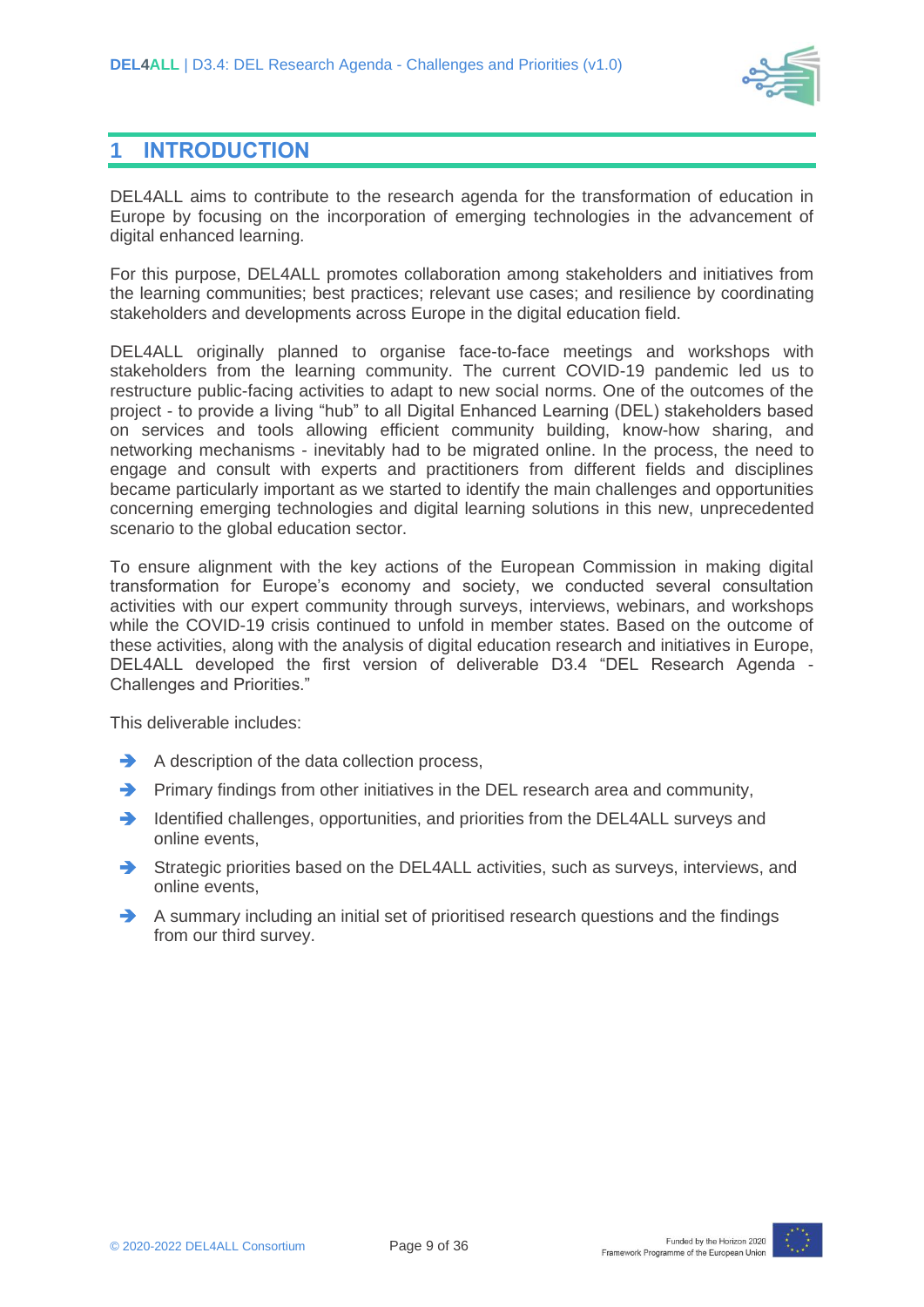# 1 INTRODUCTION

DEL4ALL aims to contribute to the research agenda for the transformation of education in Europe by focusing on the incorporation of emerging technologies in the advancement of digital enhanced learning.

For this purpose, DEL4ALL promotes collaboration among stakeholders and initiatives from the learning communities; best practices; relevant use cases; and resilience by coordinating stakeholders and developments across Europe in the digital education field.

DEL4ALL originally planned to organise face-to-face meetings and workshops with stakeholders from the learning community. The current COVID-19 pandemic led us to restructure public-facing activities to adapt to new social norms. One of the outcomes of the project - to provide a living "hub" to all Digital Enhanced Learning (DEL) stakeholders based on services and tools allowing efficient community building, know-how sharing, and networking mechanisms - inevitably had to be migrated online. In the process, the need to engage and consult with experts and practitioners from different fields and disciplines became particularly important as we started to identify the main challenges and opportunities concerning emerging technologies and digital learning solutions in this new, unprecedented scenario to the global education sector.

To ensure alignment with the key actions of the European Commission in making digital transformation for Europe's economy and society, we conducted several consultation activities with our expert community through surveys, interviews, webinars, and workshops while the COVID-19 crisis continued to unfold in member states. Based on the outcome of these activities, along with the analysis of digital education research and initiatives in Europe, DEL4ALL developed the first version of deliverable D3.4 "DEL Research Agenda - Challenges and Priorities."

This deliverable includes:

- A description of the data collection process,
- Primary findings from other initiatives in the DEL research area and community,
- Identified challenges, opportunities, and priorities from the DEL4ALL surveys and online events,
- Strategic priorities based on the DEL4ALL activities, such as surveys, interviews, and online events,
- A summary including an initial set of prioritised research questions and the findings from our third survey.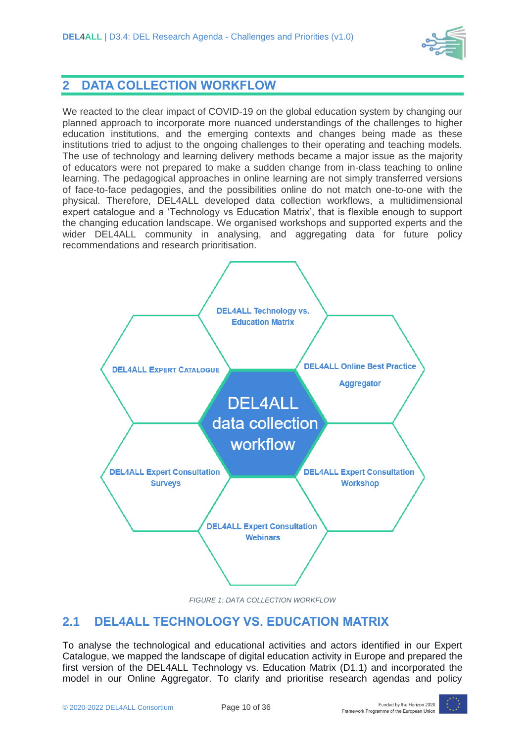## 2 DATA COLLECTION WORKFLOW

We reacted to the clear impact of COVID-19 on the global education system by changing our planned approach to incorporate more nuanced understandings of the challenges to higher education institutions, and the emerging contexts and changes being made as these institutions tried to adjust to the ongoing challenges to their operating and teaching models. The use of technology and learning delivery methods became a major issue as the majority of educators were not prepared to make a sudden change from in-class teaching to online learning. The pedagogical approaches in online learning are not simply transferred versions of face-to-face pedagogies, and the possibilities online do not match one-to-one with the physical. Therefore, DEL4ALL developed data collection workflows, a multidimensional expert catalogue and a 'Technology vs Education Matrix', that is flexible enough to support the changing education landscape. We organised workshops and supported experts and the wider DEL4ALL community in analysing, and aggregating data for future policy recommendations and research prioritisation.

DEL4ALL data collection workflow

- DEL4ALL Technology vs. Education Matrix
- DEL4ALL Online Best Practice Aggregator
- DEL4ALL Expert Consultation Workshop
- DEL4ALL Expert Consultation Webinars
- DEL4ALL Expert Consultation Surveys
- DEL4ALL Expert Catalogue

*FIGURE 1: DATA COLLECTION WORKFLOW*

### 2.1 DEL4ALL TECHNOLOGY VS. EDUCATION MATRIX

To analyse the technological and educational activities and actors identified in our Expert Catalogue, we mapped the landscape of digital education activity in Europe and prepared the first version of the DEL4ALL Technology vs. Education Matrix (D1.1) and incorporated the model in our Online Aggregator. To clarify and prioritise research agendas and policy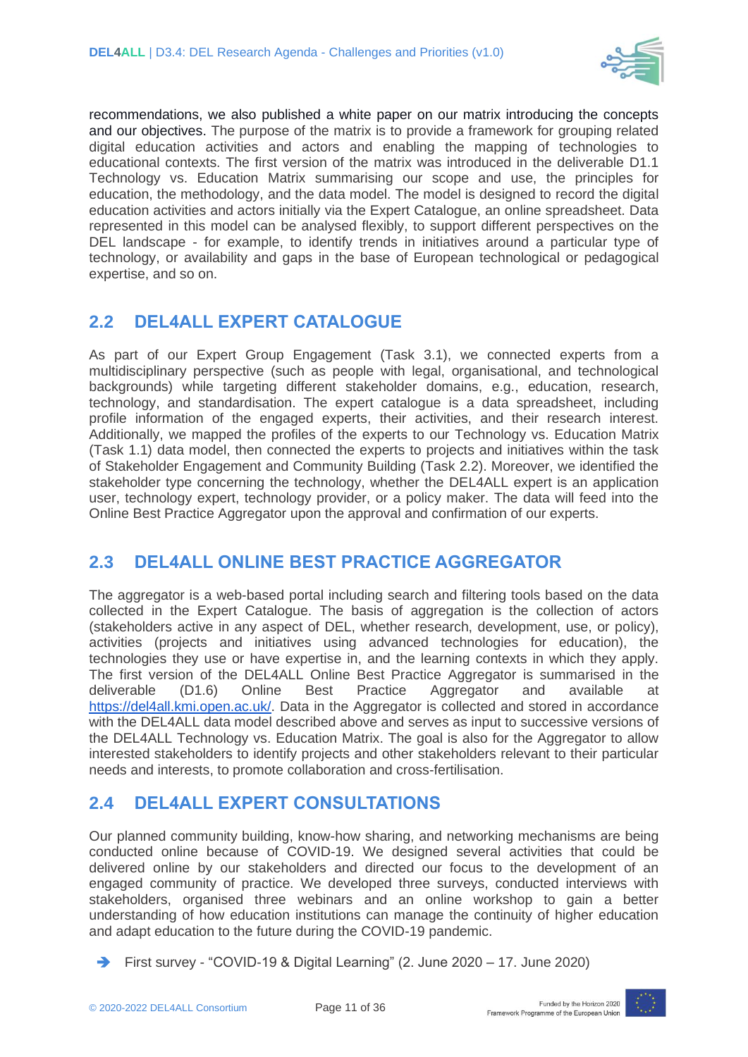recommendations, we also published a white paper on our matrix introducing the concepts and our objectives. The purpose of the matrix is to provide a framework for grouping related digital education activities and actors and enabling the mapping of technologies to educational contexts. The first version of the matrix was introduced in the deliverable D1.1 Technology vs. Education Matrix summarising our scope and use, the principles for education, the methodology, and the data model. The model is designed to record the digital education activities and actors initially via the Expert Catalogue, an online spreadsheet. Data represented in this model can be analysed flexibly, to support different perspectives on the DEL landscape - for example, to identify trends in initiatives around a particular type of technology, or availability and gaps in the base of European technological or pedagogical expertise, and so on.

## 2.2 DEL4ALL EXPERT CATALOGUE

As part of our Expert Group Engagement (Task 3.1), we connected experts from a multidisciplinary perspective (such as people with legal, organisational, and technological backgrounds) while targeting different stakeholder domains, e.g., education, research, technology, and standardisation. The expert catalogue is a data spreadsheet, including profile information of the engaged experts, their activities, and their research interest. Additionally, we mapped the profiles of the experts to our Technology vs. Education Matrix (Task 1.1) data model, then connected the experts to projects and initiatives within the task of Stakeholder Engagement and Community Building (Task 2.2). Moreover, we identified the stakeholder type concerning the technology, whether the DEL4ALL expert is an application user, technology expert, technology provider, or a policy maker. The data will feed into the Online Best Practice Aggregator upon the approval and confirmation of our experts.

## 2.3 DEL4ALL ONLINE BEST PRACTICE AGGREGATOR

The aggregator is a web-based portal including search and filtering tools based on the data collected in the Expert Catalogue. The basis of aggregation is the collection of actors (stakeholders active in any aspect of DEL, whether research, development, use, or policy), activities (projects and initiatives using advanced technologies for education), the technologies they use or have expertise in, and the learning contexts in which they apply. The first version of the DEL4ALL Online Best Practice Aggregator is summarised in the deliverable (D1.6) Online Best Practice Aggregator and available at https://del4all.kmi.open.ac.uk/. Data in the Aggregator is collected and stored in accordance with the DEL4ALL data model described above and serves as input to successive versions of the DEL4ALL Technology vs. Education Matrix. The goal is also for the Aggregator to allow interested stakeholders to identify projects and other stakeholders relevant to their particular needs and interests, to promote collaboration and cross-fertilisation.

## 2.4 DEL4ALL EXPERT CONSULTATIONS

Our planned community building, know-how sharing, and networking mechanisms are being conducted online because of COVID-19. We designed several activities that could be delivered online by our stakeholders and directed our focus to the development of an engaged community of practice. We developed three surveys, conducted interviews with stakeholders, organised three webinars and an online workshop to gain a better understanding of how education institutions can manage the continuity of higher education and adapt education to the future during the COVID-19 pandemic.

- First survey - “COVID-19 & Digital Learning” (2. June 2020 – 17. June 2020)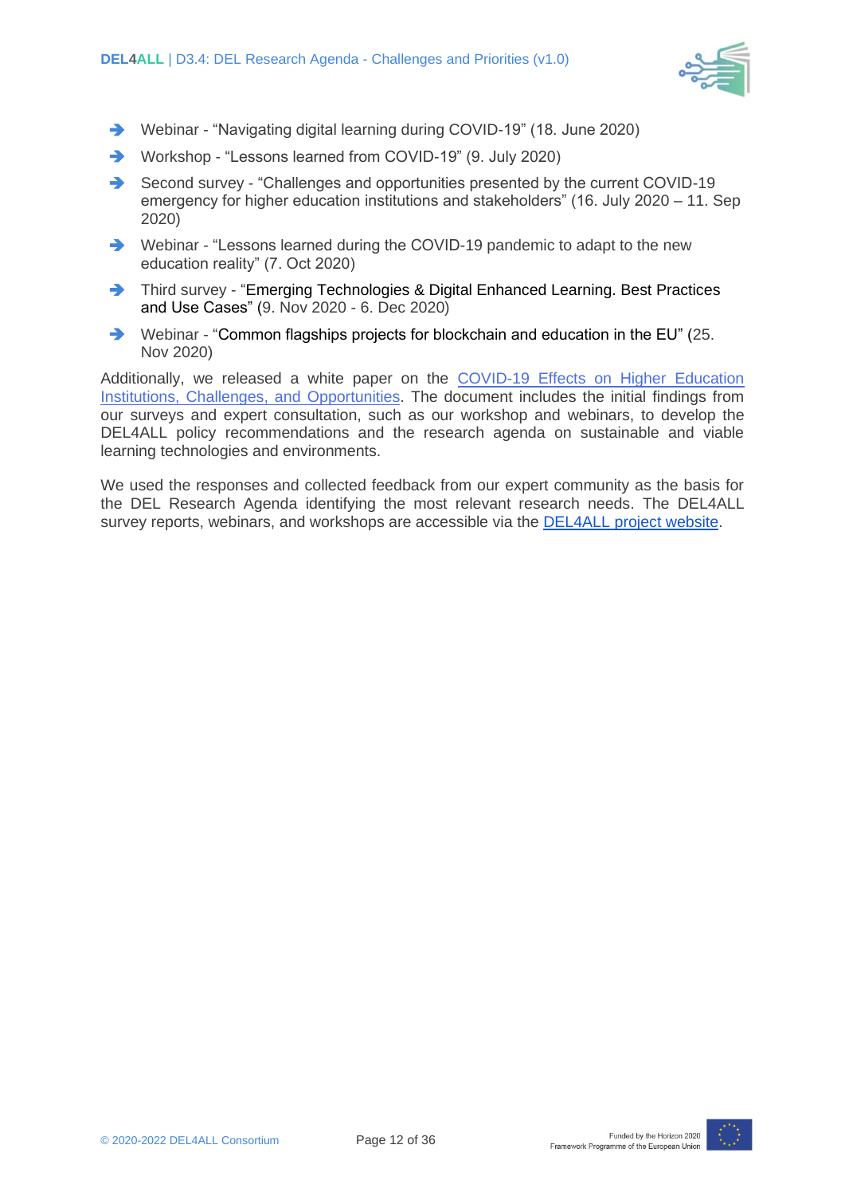- Webinar - "Navigating digital learning during COVID-19" (18. June 2020)
- Workshop - "Lessons learned from COVID-19" (9. July 2020)
- Second survey - "Challenges and opportunities presented by the current COVID-19 emergency for higher education institutions and stakeholders" (16. July 2020 – 11. Sep 2020)
- Webinar - "Lessons learned during the COVID-19 pandemic to adapt to the new education reality" (7. Oct 2020)
- Third survey - "Emerging Technologies & Digital Enhanced Learning. Best Practices and Use Cases" (9. Nov 2020 - 6. Dec 2020)
- Webinar - "Common flagships projects for blockchain and education in the EU" (25. Nov 2020)

Additionally, we released a white paper on the COVID-19 Effects on Higher Education Institutions, Challenges, and Opportunities. The document includes the initial findings from our surveys and expert consultation, such as our workshop and webinars, to develop the DEL4ALL policy recommendations and the research agenda on sustainable and viable learning technologies and environments.

We used the responses and collected feedback from our expert community as the basis for the DEL Research Agenda identifying the most relevant research needs. The DEL4ALL survey reports, webinars, and workshops are accessible via the DEL4ALL project website.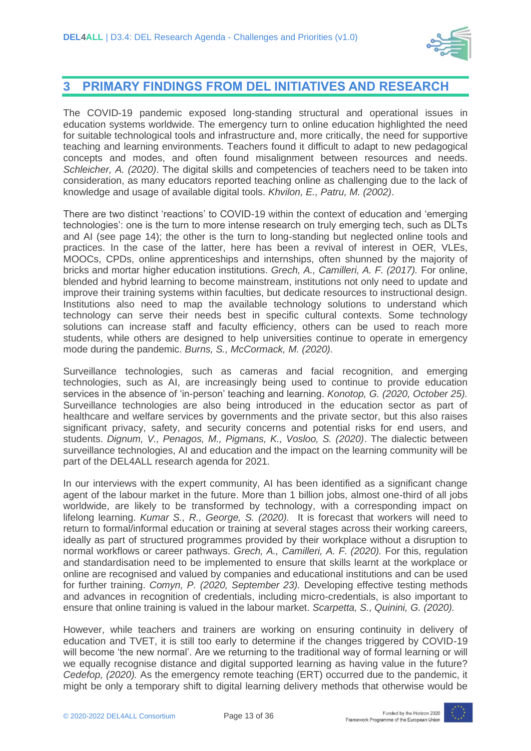# 3 PRIMARY FINDINGS FROM DEL INITIATIVES AND RESEARCH

The COVID-19 pandemic exposed long-standing structural and operational issues in education systems worldwide. The emergency turn to online education highlighted the need for suitable technological tools and infrastructure and, more critically, the need for supportive teaching and learning environments. Teachers found it difficult to adapt to new pedagogical concepts and modes, and often found misalignment between resources and needs. *Schleicher, A. (2020)*. The digital skills and competencies of teachers need to be taken into consideration, as many educators reported teaching online as challenging due to the lack of knowledge and usage of available digital tools. *Khvilon, E., Patru, M. (2002)*.

There are two distinct 'reactions' to COVID-19 within the context of education and 'emerging technologies': one is the turn to more intense research on truly emerging tech, such as DLTs and AI (see page 14); the other is the turn to long-standing but neglected online tools and practices. In the case of the latter, here has been a revival of interest in OER, VLEs, MOOCs, CPDs, online apprenticeships and internships, often shunned by the majority of bricks and mortar higher education institutions. *Grech, A., Camilleri, A. F. (2017).* For online, blended and hybrid learning to become mainstream, institutions not only need to update and improve their training systems within faculties, but dedicate resources to instructional design. Institutions also need to map the available technology solutions to understand which technology can serve their needs best in specific cultural contexts. Some technology solutions can increase staff and faculty efficiency, others can be used to reach more students, while others are designed to help universities continue to operate in emergency mode during the pandemic. *Burns, S., McCormack, M. (2020).*

Surveillance technologies, such as cameras and facial recognition, and emerging technologies, such as AI, are increasingly being used to continue to provide education services in the absence of 'in-person' teaching and learning. *Konotop, G. (2020, October 25).* Surveillance technologies are also being introduced in the education sector as part of healthcare and welfare services by governments and the private sector, but this also raises significant privacy, safety, and security concerns and potential risks for end users, and students. *Dignum, V., Penagos, M., Pigmans, K., Vosloo, S. (2020)*. The dialectic between surveillance technologies, AI and education and the impact on the learning community will be part of the DEL4ALL research agenda for 2021.

In our interviews with the expert community, AI has been identified as a significant change agent of the labour market in the future. More than 1 billion jobs, almost one-third of all jobs worldwide, are likely to be transformed by technology, with a corresponding impact on lifelong learning. *Kumar S., R., George, S. (2020).* It is forecast that workers will need to return to formal/informal education or training at several stages across their working careers, ideally as part of structured programmes provided by their workplace without a disruption to normal workflows or career pathways. *Grech, A., Camilleri, A. F. (2020).* For this, regulation and standardisation need to be implemented to ensure that skills learnt at the workplace or online are recognised and valued by companies and educational institutions and can be used for further training. *Comyn, P. (2020, September 23).* Developing effective testing methods and advances in recognition of credentials, including micro-credentials, is also important to ensure that online training is valued in the labour market. *Scarpetta, S., Quinini, G. (2020).*

However, while teachers and trainers are working on ensuring continuity in delivery of education and TVET, it is still too early to determine if the changes triggered by COVID-19 will become 'the new normal'. Are we returning to the traditional way of formal learning or will we equally recognise distance and digital supported learning as having value in the future? *Cedefop, (2020).* As the emergency remote teaching (ERT) occurred due to the pandemic, it might be only a temporary shift to digital learning delivery methods that otherwise would be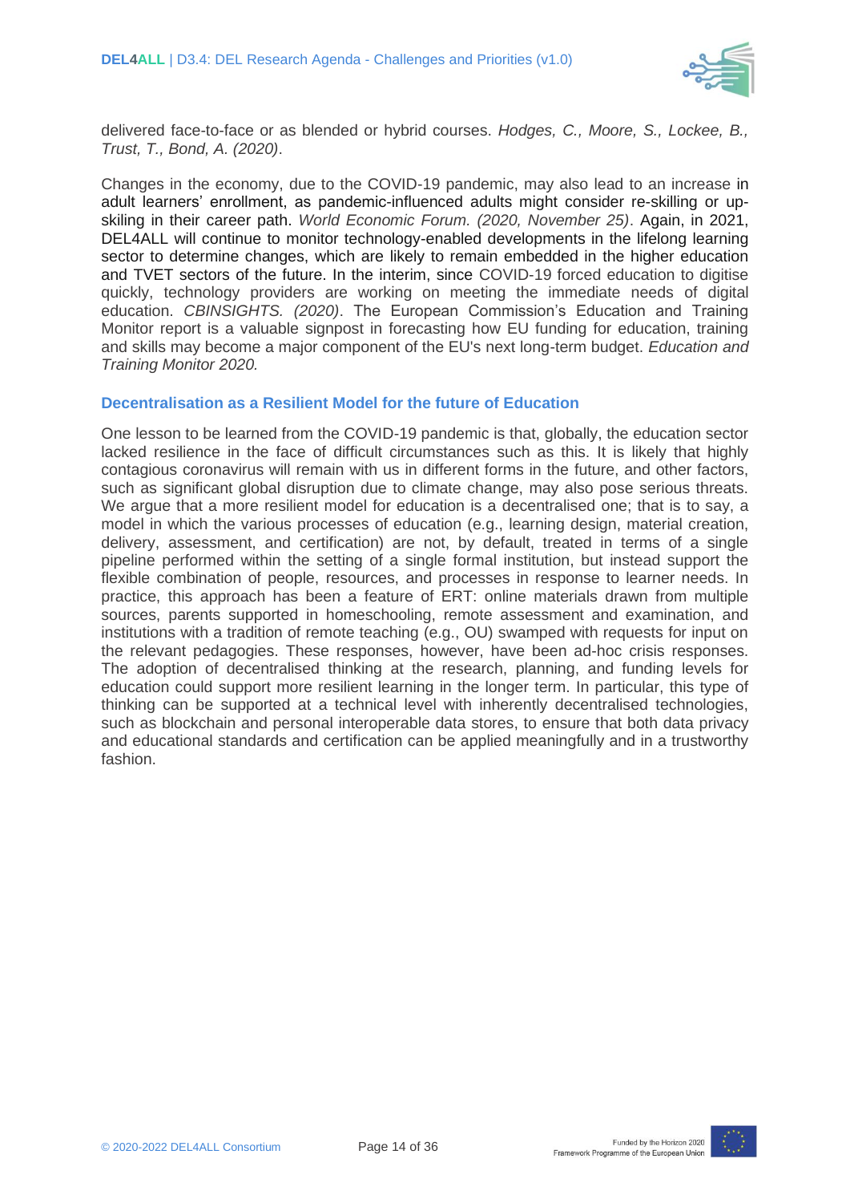delivered face-to-face or as blended or hybrid courses. *Hodges, C., Moore, S., Lockee, B., Trust, T., Bond, A. (2020)*.

Changes in the economy, due to the COVID-19 pandemic, may also lead to an increase in adult learners' enrollment, as pandemic-influenced adults might consider re-skilling or up-skiling in their career path. *World Economic Forum. (2020, November 25)*. Again, in 2021, DEL4ALL will continue to monitor technology-enabled developments in the lifelong learning sector to determine changes, which are likely to remain embedded in the higher education and TVET sectors of the future. In the interim, since COVID-19 forced education to digitise quickly, technology providers are working on meeting the immediate needs of digital education. *CBINSIGHTS. (2020)*. The European Commission's Education and Training Monitor report is a valuable signpost in forecasting how EU funding for education, training and skills may become a major component of the EU's next long-term budget. *Education and Training Monitor 2020.*

### Decentralisation as a Resilient Model for the future of Education

One lesson to be learned from the COVID-19 pandemic is that, globally, the education sector lacked resilience in the face of difficult circumstances such as this. It is likely that highly contagious coronavirus will remain with us in different forms in the future, and other factors, such as significant global disruption due to climate change, may also pose serious threats. We argue that a more resilient model for education is a decentralised one; that is to say, a model in which the various processes of education (e.g., learning design, material creation, delivery, assessment, and certification) are not, by default, treated in terms of a single pipeline performed within the setting of a single formal institution, but instead support the flexible combination of people, resources, and processes in response to learner needs. In practice, this approach has been a feature of ERT: online materials drawn from multiple sources, parents supported in homeschooling, remote assessment and examination, and institutions with a tradition of remote teaching (e.g., OU) swamped with requests for input on the relevant pedagogies. These responses, however, have been ad-hoc crisis responses. The adoption of decentralised thinking at the research, planning, and funding levels for education could support more resilient learning in the longer term. In particular, this type of thinking can be supported at a technical level with inherently decentralised technologies, such as blockchain and personal interoperable data stores, to ensure that both data privacy and educational standards and certification can be applied meaningfully and in a trustworthy fashion.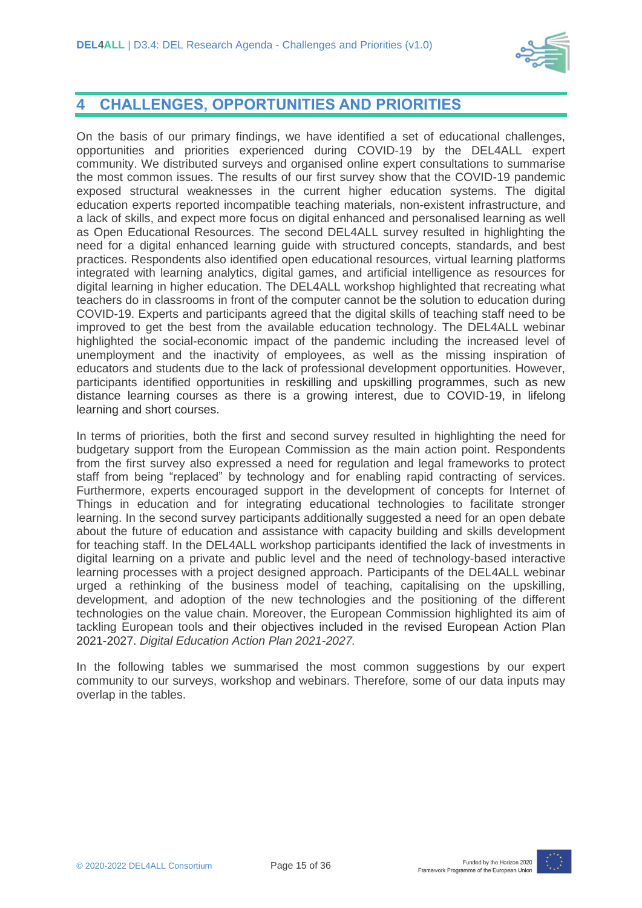# 4 CHALLENGES, OPPORTUNITIES AND PRIORITIES

On the basis of our primary findings, we have identified a set of educational challenges, opportunities and priorities experienced during COVID-19 by the DEL4ALL expert community. We distributed surveys and organised online expert consultations to summarise the most common issues. The results of our first survey show that the COVID-19 pandemic exposed structural weaknesses in the current higher education systems. The digital education experts reported incompatible teaching materials, non-existent infrastructure, and a lack of skills, and expect more focus on digital enhanced and personalised learning as well as Open Educational Resources. The second DEL4ALL survey resulted in highlighting the need for a digital enhanced learning guide with structured concepts, standards, and best practices. Respondents also identified open educational resources, virtual learning platforms integrated with learning analytics, digital games, and artificial intelligence as resources for digital learning in higher education. The DEL4ALL workshop highlighted that recreating what teachers do in classrooms in front of the computer cannot be the solution to education during COVID-19. Experts and participants agreed that the digital skills of teaching staff need to be improved to get the best from the available education technology. The DEL4ALL webinar highlighted the social-economic impact of the pandemic including the increased level of unemployment and the inactivity of employees, as well as the missing inspiration of educators and students due to the lack of professional development opportunities. However, participants identified opportunities in reskilling and upskilling programmes, such as new distance learning courses as there is a growing interest, due to COVID-19, in lifelong learning and short courses.

In terms of priorities, both the first and second survey resulted in highlighting the need for budgetary support from the European Commission as the main action point. Respondents from the first survey also expressed a need for regulation and legal frameworks to protect staff from being "replaced" by technology and for enabling rapid contracting of services. Furthermore, experts encouraged support in the development of concepts for Internet of Things in education and for integrating educational technologies to facilitate stronger learning. In the second survey participants additionally suggested a need for an open debate about the future of education and assistance with capacity building and skills development for teaching staff. In the DEL4ALL workshop participants identified the lack of investments in digital learning on a private and public level and the need of technology-based interactive learning processes with a project designed approach. Participants of the DEL4ALL webinar urged a rethinking of the business model of teaching, capitalising on the upskilling, development, and adoption of the new technologies and the positioning of the different technologies on the value chain. Moreover, the European Commission highlighted its aim of tackling European tools and their objectives included in the revised European Action Plan 2021-2027. *Digital Education Action Plan 2021-2027.*

In the following tables we summarised the most common suggestions by our expert community to our surveys, workshop and webinars. Therefore, some of our data inputs may overlap in the tables.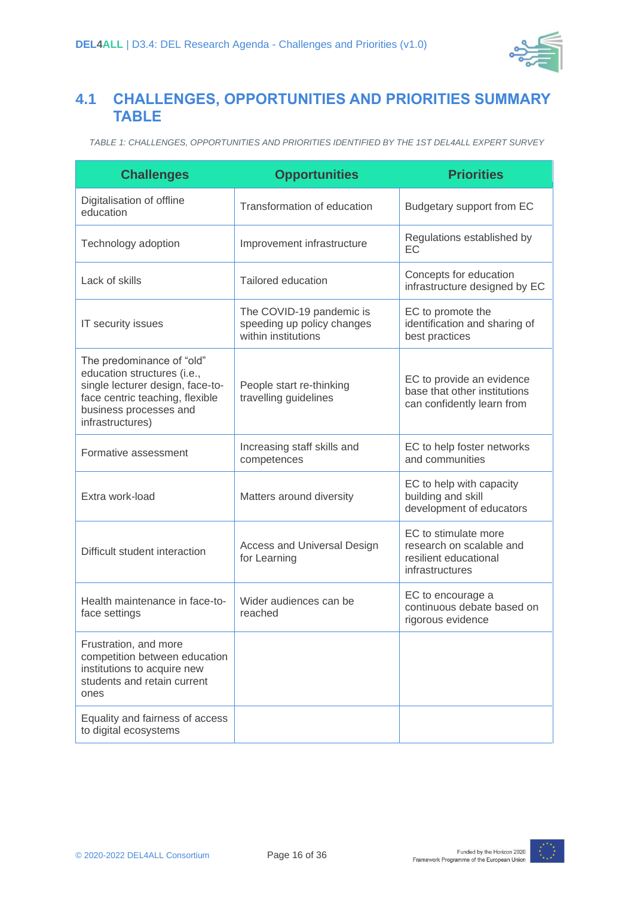## 4.1 CHALLENGES, OPPORTUNITIES AND PRIORITIES SUMMARY TABLE

*TABLE 1: CHALLENGES, OPPORTUNITIES AND PRIORITIES IDENTIFIED BY THE 1ST DEL4ALL EXPERT SURVEY*

| Challenges | Opportunities | Priorities |
|---|---|---|
| Digitalisation of offline education | Transformation of education | Budgetary support from EC |
| Technology adoption | Improvement infrastructure | Regulations established by EC |
| Lack of skills | Tailored education | Concepts for education infrastructure designed by EC |
| IT security issues | The COVID-19 pandemic is speeding up policy changes within institutions | EC to promote the identification and sharing of best practices |
| The predominance of "old" education structures (i.e., single lecturer design, face-to-face centric teaching, flexible business processes and infrastructures) | People start re-thinking travelling guidelines | EC to provide an evidence base that other institutions can confidently learn from |
| Formative assessment | Increasing staff skills and competences | EC to help foster networks and communities |
| Extra work-load | Matters around diversity | EC to help with capacity building and skill development of educators |
| Difficult student interaction | Access and Universal Design for Learning | EC to stimulate more research on scalable and resilient educational infrastructures |
| Health maintenance in face-to-face settings | Wider audiences can be reached | EC to encourage a continuous debate based on rigorous evidence |
| Frustration, and more competition between education institutions to acquire new students and retain current ones | | |
| Equality and fairness of access to digital ecosystems | | |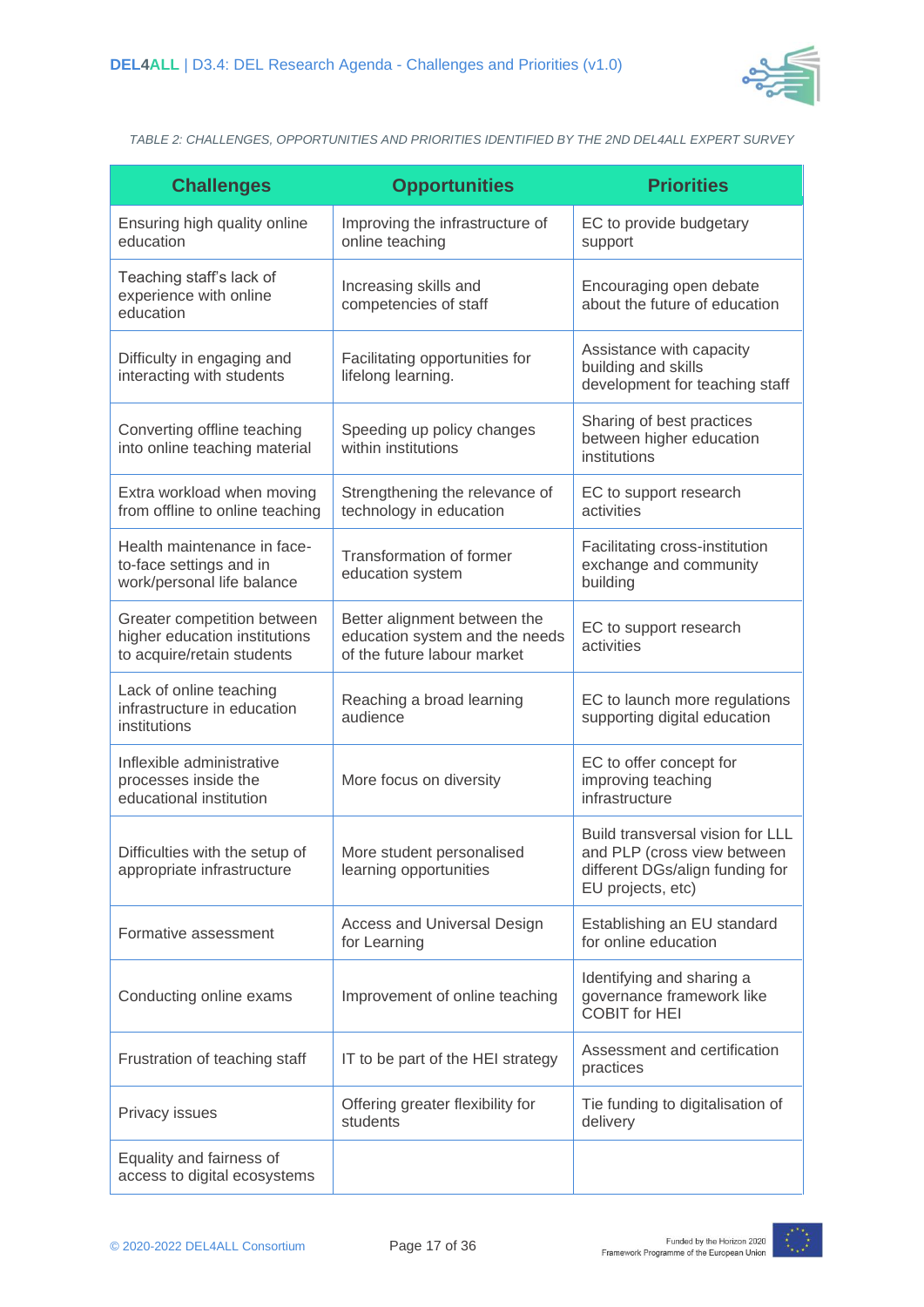*TABLE 2: CHALLENGES, OPPORTUNITIES AND PRIORITIES IDENTIFIED BY THE 2ND DEL4ALL EXPERT SURVEY*

| Challenges | Opportunities | Priorities |
|---|---|---|
| Ensuring high quality online education | Improving the infrastructure of online teaching | EC to provide budgetary support |
| Teaching staff's lack of experience with online education | Increasing skills and competencies of staff | Encouraging open debate about the future of education |
| Difficulty in engaging and interacting with students | Facilitating opportunities for lifelong learning. | Assistance with capacity building and skills development for teaching staff |
| Converting offline teaching into online teaching material | Speeding up policy changes within institutions | Sharing of best practices between higher education institutions |
| Extra workload when moving from offline to online teaching | Strengthening the relevance of technology in education | EC to support research activities |
| Health maintenance in face-to-face settings and in work/personal life balance | Transformation of former education system | Facilitating cross-institution exchange and community building |
| Greater competition between higher education institutions to acquire/retain students | Better alignment between the education system and the needs of the future labour market | EC to support research activities |
| Lack of online teaching infrastructure in education institutions | Reaching a broad learning audience | EC to launch more regulations supporting digital education |
| Inflexible administrative processes inside the educational institution | More focus on diversity | EC to offer concept for improving teaching infrastructure |
| Difficulties with the setup of appropriate infrastructure | More student personalised learning opportunities | Build transversal vision for LLL and PLP (cross view between different DGs/align funding for EU projects, etc) |
| Formative assessment | Access and Universal Design for Learning | Establishing an EU standard for online education |
| Conducting online exams | Improvement of online teaching | Identifying and sharing a governance framework like COBIT for HEI |
| Frustration of teaching staff | IT to be part of the HEI strategy | Assessment and certification practices |
| Privacy issues | Offering greater flexibility for students | Tie funding to digitalisation of delivery |
| Equality and fairness of access to digital ecosystems | | |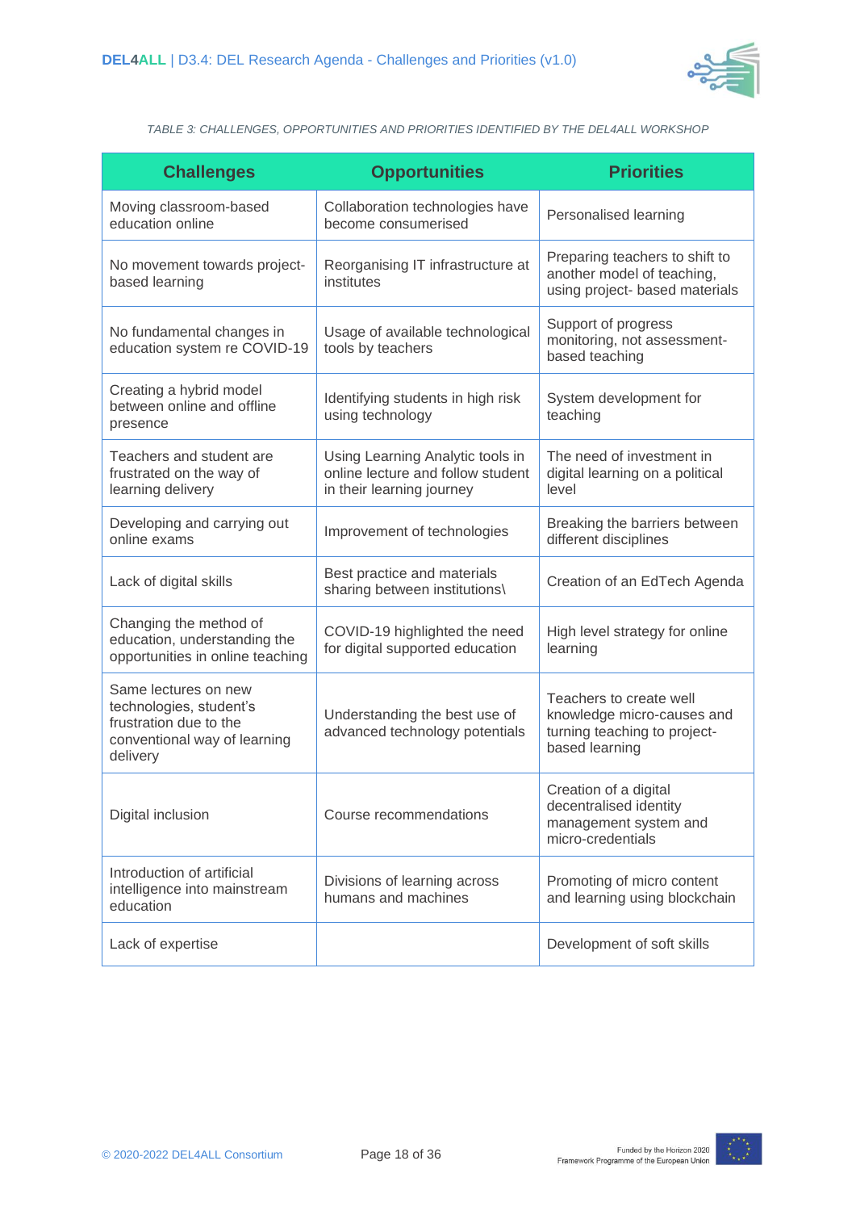TABLE 3: CHALLENGES, OPPORTUNITIES AND PRIORITIES IDENTIFIED BY THE DEL4ALL WORKSHOP

| Challenges | Opportunities | Priorities |
| --- | --- | --- |
| Moving classroom-based education online | Collaboration technologies have become consumerised | Personalised learning |
| No movement towards project-based learning | Reorganising IT infrastructure at institutes | Preparing teachers to shift to another model of teaching, using project- based materials |
| No fundamental changes in education system re COVID-19 | Usage of available technological tools by teachers | Support of progress monitoring, not assessment-based teaching |
| Creating a hybrid model between online and offline presence | Identifying students in high risk using technology | System development for teaching |
| Teachers and student are frustrated on the way of learning delivery | Using Learning Analytic tools in online lecture and follow student in their learning journey | The need of investment in digital learning on a political level |
| Developing and carrying out online exams | Improvement of technologies | Breaking the barriers between different disciplines |
| Lack of digital skills | Best practice and materials sharing between institutions\ | Creation of an EdTech Agenda |
| Changing the method of education, understanding the opportunities in online teaching | COVID-19 highlighted the need for digital supported education | High level strategy for online learning |
| Same lectures on new technologies, student's frustration due to the conventional way of learning delivery | Understanding the best use of advanced technology potentials | Teachers to create well knowledge micro-causes and turning teaching to project-based learning |
| Digital inclusion | Course recommendations | Creation of a digital decentralised identity management system and micro-credentials |
| Introduction of artificial intelligence into mainstream education | Divisions of learning across humans and machines | Promoting of micro content and learning using blockchain |
| Lack of expertise | | Development of soft skills |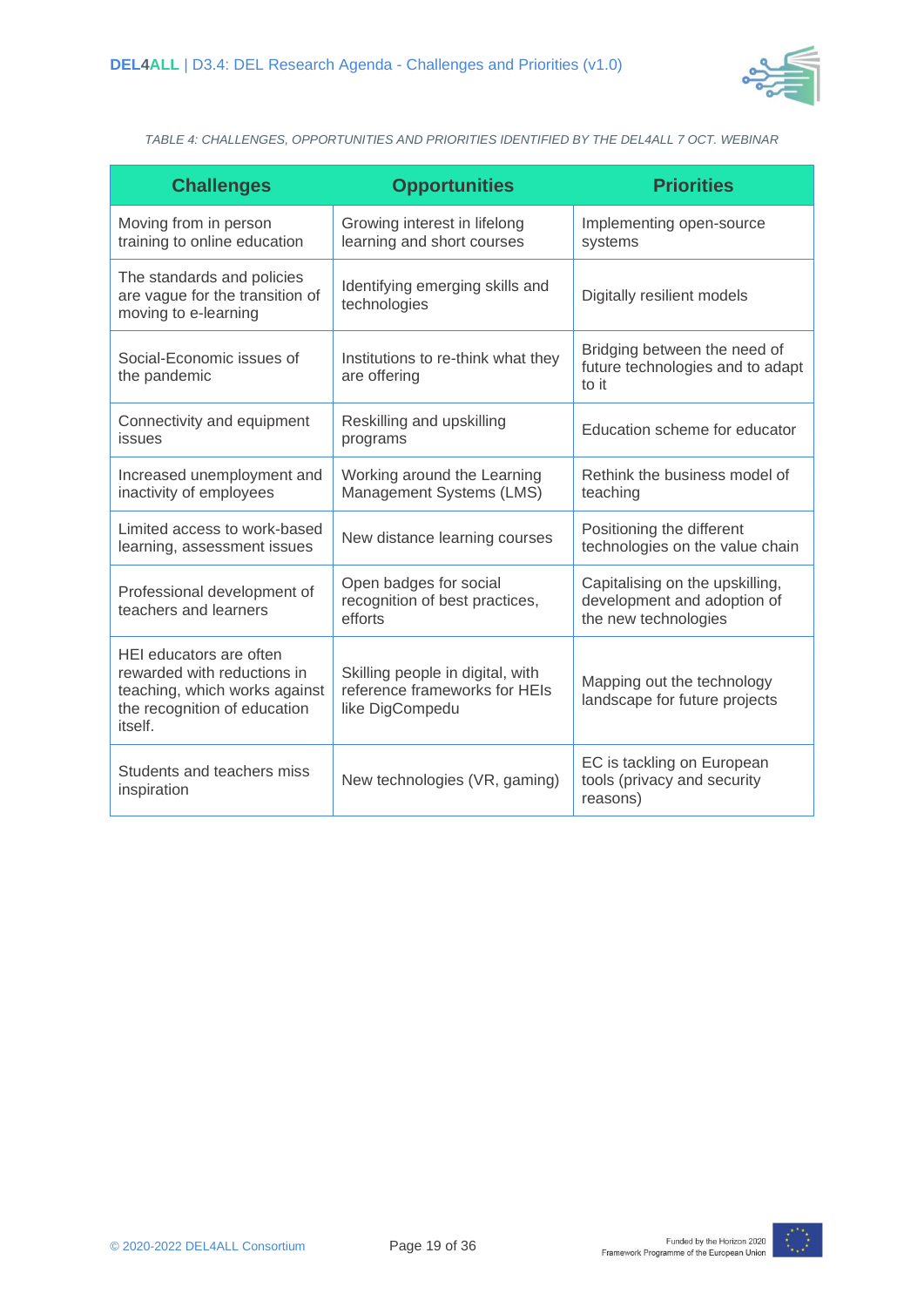*TABLE 4: CHALLENGES, OPPORTUNITIES AND PRIORITIES IDENTIFIED BY THE DEL4ALL 7 OCT. WEBINAR*

| Challenges | Opportunities | Priorities |
|---|---|---|
| Moving from in person training to online education | Growing interest in lifelong learning and short courses | Implementing open-source systems |
| The standards and policies are vague for the transition of moving to e-learning | Identifying emerging skills and technologies | Digitally resilient models |
| Social-Economic issues of the pandemic | Institutions to re-think what they are offering | Bridging between the need of future technologies and to adapt to it |
| Connectivity and equipment issues | Reskilling and upskilling programs | Education scheme for educator |
| Increased unemployment and inactivity of employees | Working around the Learning Management Systems (LMS) | Rethink the business model of teaching |
| Limited access to work-based learning, assessment issues | New distance learning courses | Positioning the different technologies on the value chain |
| Professional development of teachers and learners | Open badges for social recognition of best practices, efforts | Capitalising on the upskilling, development and adoption of the new technologies |
| HEI educators are often rewarded with reductions in teaching, which works against the recognition of education itself. | Skilling people in digital, with reference frameworks for HEIs like DigCompedu | Mapping out the technology landscape for future projects |
| Students and teachers miss inspiration | New technologies (VR, gaming) | EC is tackling on European tools (privacy and security reasons) |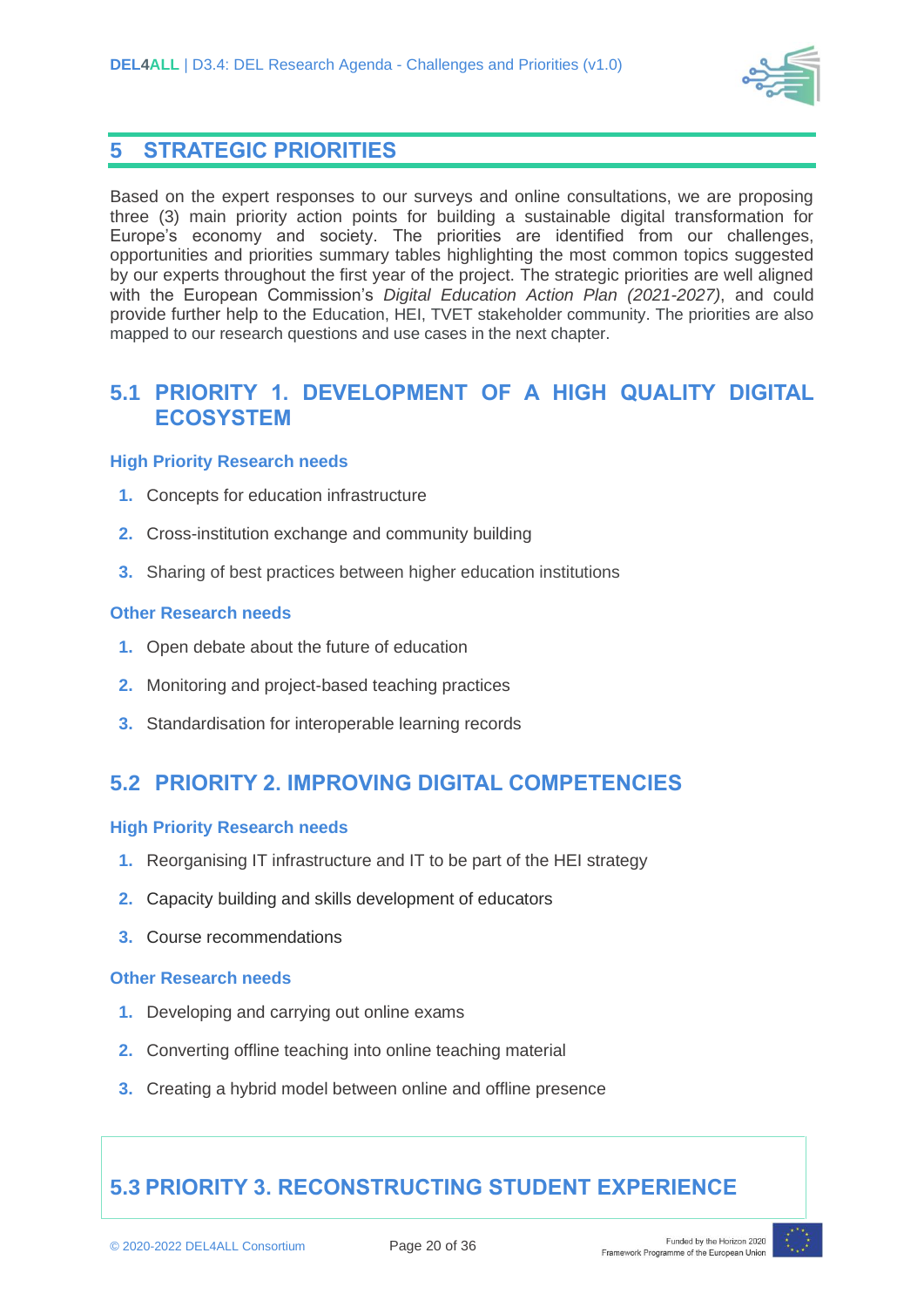# 5 STRATEGIC PRIORITIES

Based on the expert responses to our surveys and online consultations, we are proposing three (3) main priority action points for building a sustainable digital transformation for Europe's economy and society. The priorities are identified from our challenges, opportunities and priorities summary tables highlighting the most common topics suggested by our experts throughout the first year of the project. The strategic priorities are well aligned with the European Commission's *Digital Education Action Plan (2021-2027)*, and could provide further help to the Education, HEI, TVET stakeholder community. The priorities are also mapped to our research questions and use cases in the next chapter.

## 5.1 PRIORITY 1. DEVELOPMENT OF A HIGH QUALITY DIGITAL ECOSYSTEM

### High Priority Research needs

1. Concepts for education infrastructure
2. Cross-institution exchange and community building
3. Sharing of best practices between higher education institutions

### Other Research needs

1. Open debate about the future of education
2. Monitoring and project-based teaching practices
3. Standardisation for interoperable learning records

## 5.2 PRIORITY 2. IMPROVING DIGITAL COMPETENCIES

### High Priority Research needs

1. Reorganising IT infrastructure and IT to be part of the HEI strategy
2. Capacity building and skills development of educators
3. Course recommendations

### Other Research needs

1. Developing and carrying out online exams
2. Converting offline teaching into online teaching material
3. Creating a hybrid model between online and offline presence

## 5.3 PRIORITY 3. RECONSTRUCTING STUDENT EXPERIENCE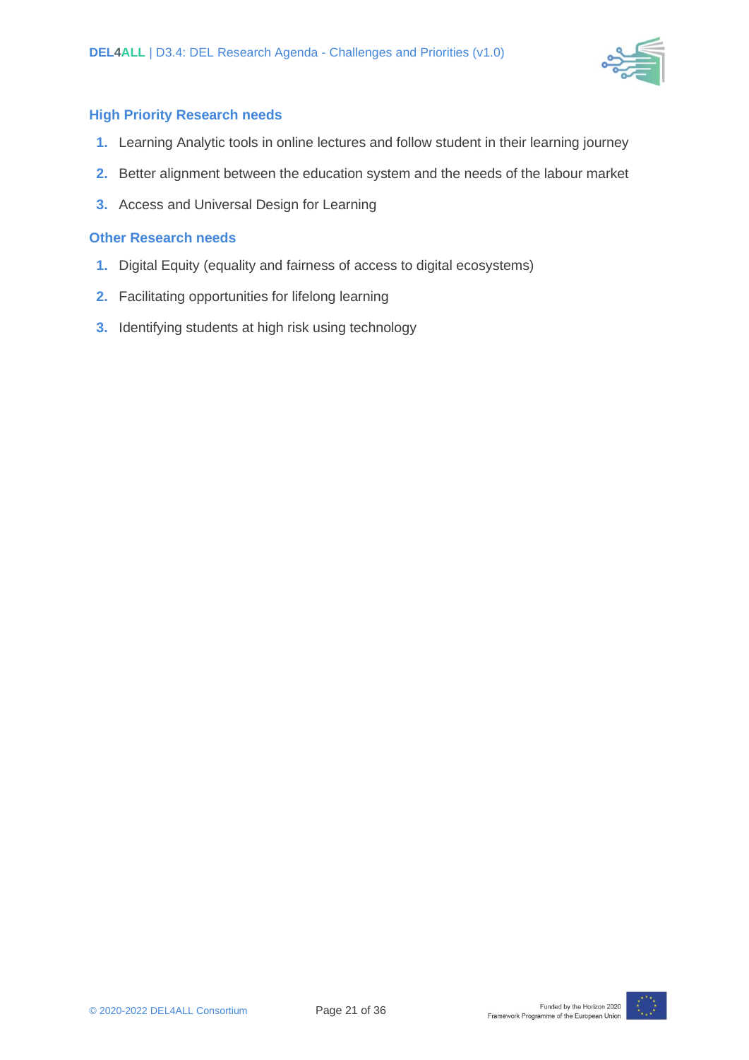### High Priority Research needs

1. Learning Analytic tools in online lectures and follow student in their learning journey
2. Better alignment between the education system and the needs of the labour market
3. Access and Universal Design for Learning

### Other Research needs

1. Digital Equity (equality and fairness of access to digital ecosystems)
2. Facilitating opportunities for lifelong learning
3. Identifying students at high risk using technology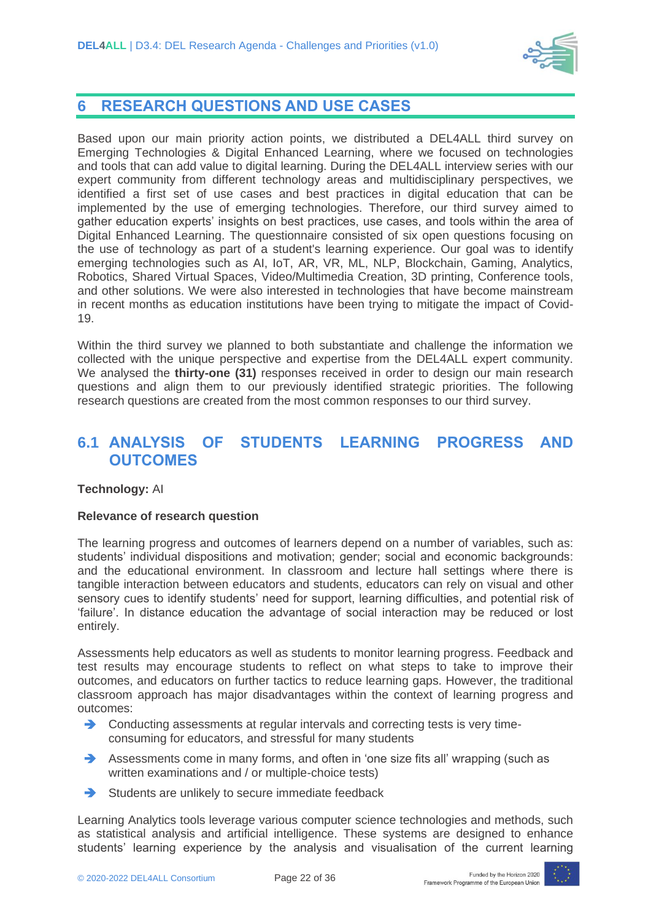# 6 RESEARCH QUESTIONS AND USE CASES

Based upon our main priority action points, we distributed a DEL4ALL third survey on Emerging Technologies & Digital Enhanced Learning, where we focused on technologies and tools that can add value to digital learning. During the DEL4ALL interview series with our expert community from different technology areas and multidisciplinary perspectives, we identified a first set of use cases and best practices in digital education that can be implemented by the use of emerging technologies. Therefore, our third survey aimed to gather education experts' insights on best practices, use cases, and tools within the area of Digital Enhanced Learning. The questionnaire consisted of six open questions focusing on the use of technology as part of a student's learning experience. Our goal was to identify emerging technologies such as AI, IoT, AR, VR, ML, NLP, Blockchain, Gaming, Analytics, Robotics, Shared Virtual Spaces, Video/Multimedia Creation, 3D printing, Conference tools, and other solutions. We were also interested in technologies that have become mainstream in recent months as education institutions have been trying to mitigate the impact of Covid-19.

Within the third survey we planned to both substantiate and challenge the information we collected with the unique perspective and expertise from the DEL4ALL expert community. We analysed the **thirty-one (31)** responses received in order to design our main research questions and align them to our previously identified strategic priorities. The following research questions are created from the most common responses to our third survey.

## 6.1 ANALYSIS OF STUDENTS LEARNING PROGRESS AND OUTCOMES

**Technology:** AI

**Relevance of research question**

The learning progress and outcomes of learners depend on a number of variables, such as: students' individual dispositions and motivation; gender; social and economic backgrounds: and the educational environment. In classroom and lecture hall settings where there is tangible interaction between educators and students, educators can rely on visual and other sensory cues to identify students' need for support, learning difficulties, and potential risk of 'failure'. In distance education the advantage of social interaction may be reduced or lost entirely.

Assessments help educators as well as students to monitor learning progress. Feedback and test results may encourage students to reflect on what steps to take to improve their outcomes, and educators on further tactics to reduce learning gaps. However, the traditional classroom approach has major disadvantages within the context of learning progress and outcomes:

- Conducting assessments at regular intervals and correcting tests is very time-consuming for educators, and stressful for many students
- Assessments come in many forms, and often in 'one size fits all' wrapping (such as written examinations and / or multiple-choice tests)
- Students are unlikely to secure immediate feedback

Learning Analytics tools leverage various computer science technologies and methods, such as statistical analysis and artificial intelligence. These systems are designed to enhance students' learning experience by the analysis and visualisation of the current learning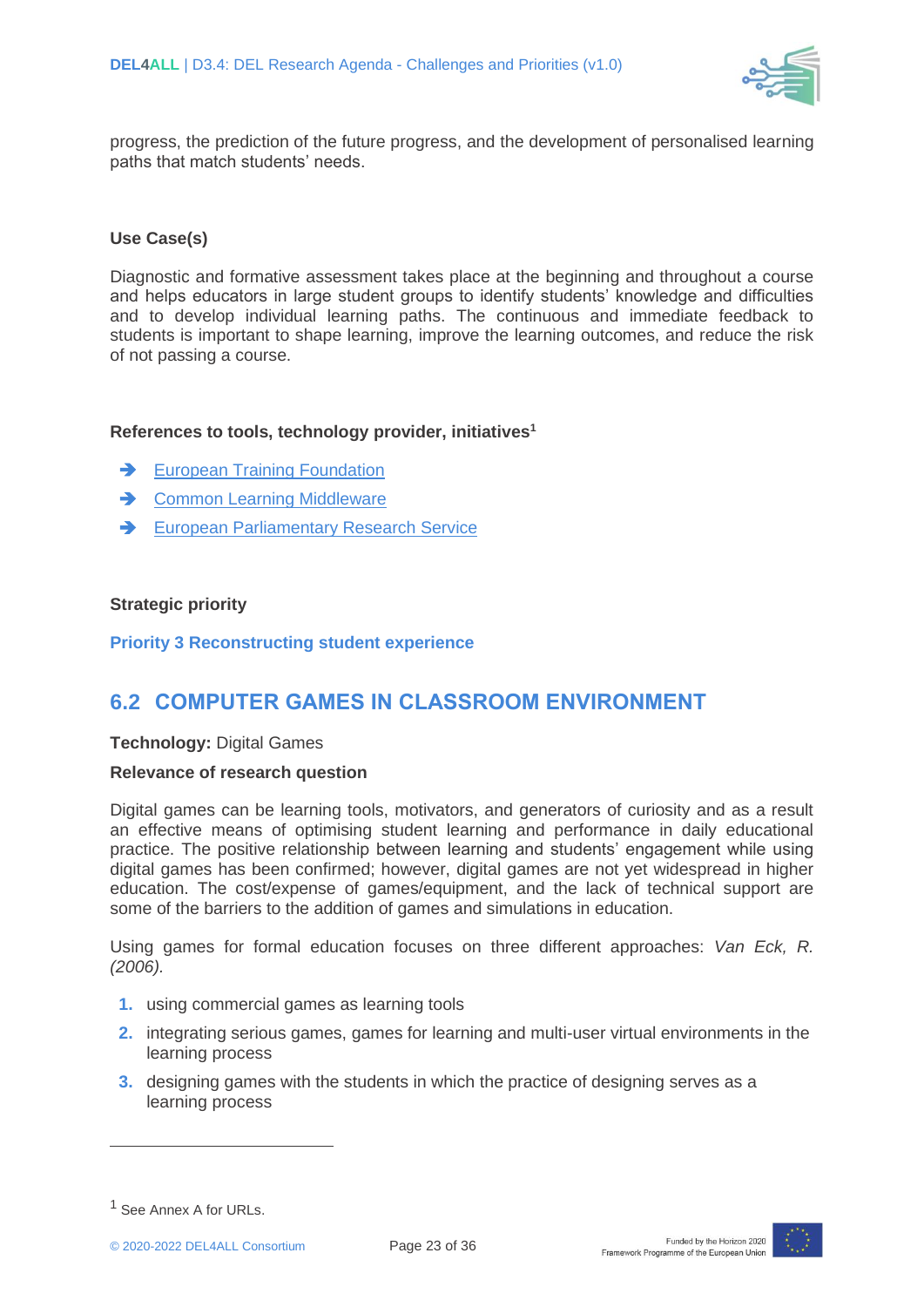progress, the prediction of the future progress, and the development of personalised learning paths that match students' needs.

**Use Case(s)**

Diagnostic and formative assessment takes place at the beginning and throughout a course and helps educators in large student groups to identify students' knowledge and difficulties and to develop individual learning paths. The continuous and immediate feedback to students is important to shape learning, improve the learning outcomes, and reduce the risk of not passing a course.

**References to tools, technology provider, initiatives**[1]

- European Training Foundation
- Common Learning Middleware
- European Parliamentary Research Service

**Strategic priority**

**Priority 3 Reconstructing student experience**

## 6.2 COMPUTER GAMES IN CLASSROOM ENVIRONMENT

**Technology:** Digital Games

**Relevance of research question**

Digital games can be learning tools, motivators, and generators of curiosity and as a result an effective means of optimising student learning and performance in daily educational practice. The positive relationship between learning and students' engagement while using digital games has been confirmed; however, digital games are not yet widespread in higher education. The cost/expense of games/equipment, and the lack of technical support are some of the barriers to the addition of games and simulations in education.

Using games for formal education focuses on three different approaches: *Van Eck, R. (2006).*

1. using commercial games as learning tools
2. integrating serious games, games for learning and multi-user virtual environments in the learning process
3. designing games with the students in which the practice of designing serves as a learning process

[1] See Annex A for URLs.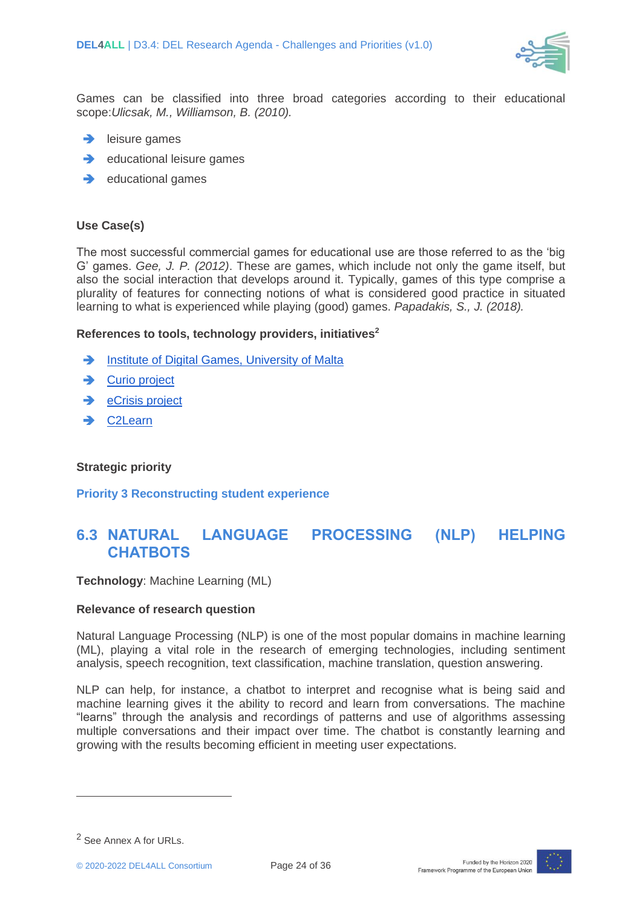Games can be classified into three broad categories according to their educational scope:*Ulicsak, M., Williamson, B. (2010).*

- leisure games
- educational leisure games
- educational games

**Use Case(s)**

The most successful commercial games for educational use are those referred to as the 'big G' games. *Gee, J. P. (2012)*. These are games, which include not only the game itself, but also the social interaction that develops around it. Typically, games of this type comprise a plurality of features for connecting notions of what is considered good practice in situated learning to what is experienced while playing (good) games. *Papadakis, S., J. (2018).*

**References to tools, technology providers, initiatives**[2]

- Institute of Digital Games, University of Malta
- Curio project
- eCrisis project
- C2Learn

**Strategic priority**

**Priority 3 Reconstructing student experience**

## 6.3 NATURAL LANGUAGE PROCESSING (NLP) HELPING CHATBOTS

**Technology**: Machine Learning (ML)

**Relevance of research question**

Natural Language Processing (NLP) is one of the most popular domains in machine learning (ML), playing a vital role in the research of emerging technologies, including sentiment analysis, speech recognition, text classification, machine translation, question answering.

NLP can help, for instance, a chatbot to interpret and recognise what is being said and machine learning gives it the ability to record and learn from conversations. The machine "learns" through the analysis and recordings of patterns and use of algorithms assessing multiple conversations and their impact over time. The chatbot is constantly learning and growing with the results becoming efficient in meeting user expectations.

---

[2] See Annex A for URLs.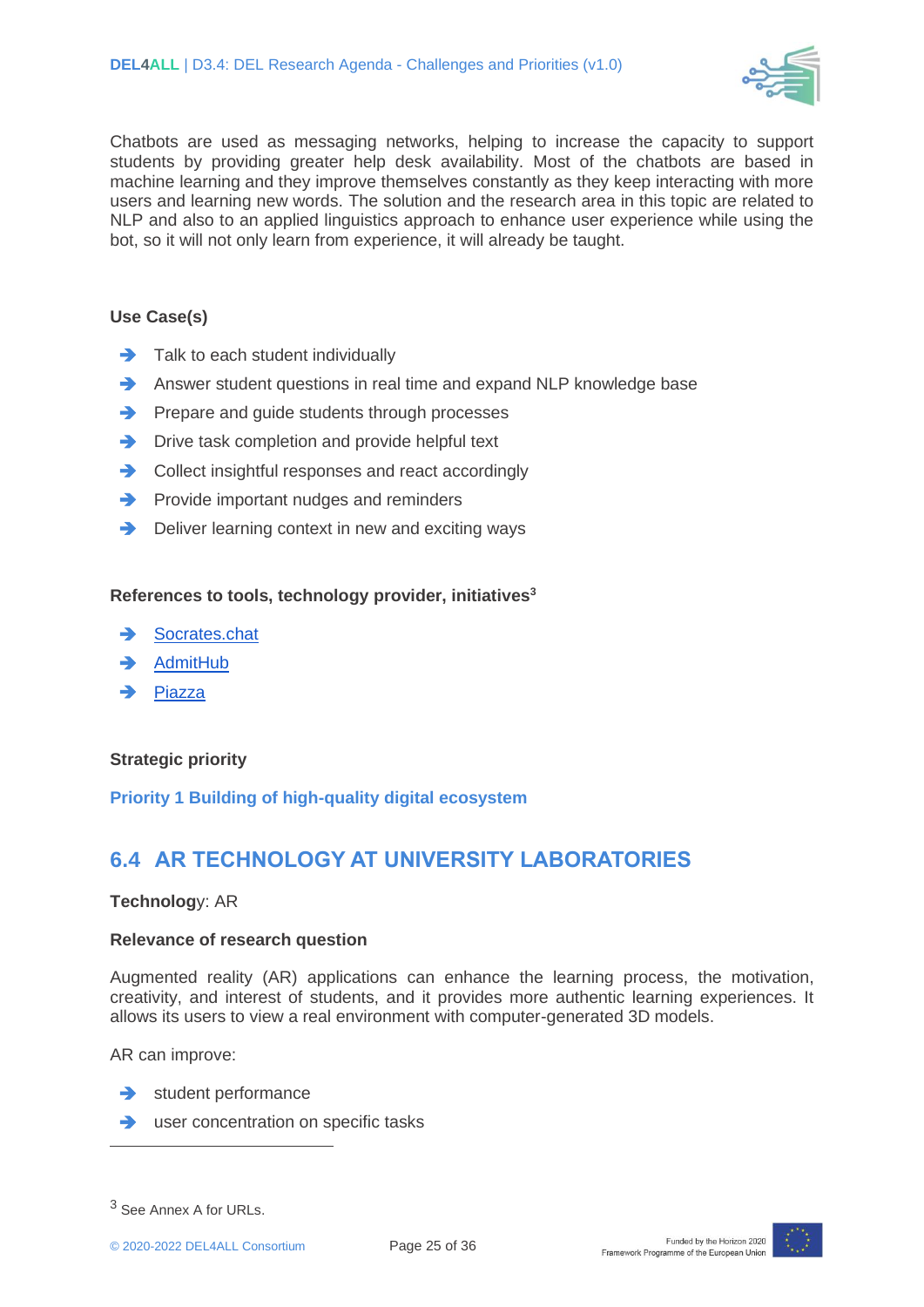Chatbots are used as messaging networks, helping to increase the capacity to support students by providing greater help desk availability. Most of the chatbots are based in machine learning and they improve themselves constantly as they keep interacting with more users and learning new words. The solution and the research area in this topic are related to NLP and also to an applied linguistics approach to enhance user experience while using the bot, so it will not only learn from experience, it will already be taught.

**Use Case(s)**

- Talk to each student individually
- Answer student questions in real time and expand NLP knowledge base
- Prepare and guide students through processes
- Drive task completion and provide helpful text
- Collect insightful responses and react accordingly
- Provide important nudges and reminders
- Deliver learning context in new and exciting ways

**References to tools, technology provider, initiatives**[3]

- Socrates.chat
- AdmitHub
- Piazza

**Strategic priority**

**Priority 1 Building of high-quality digital ecosystem**

## 6.4 AR TECHNOLOGY AT UNIVERSITY LABORATORIES

**Technolog**y: AR

**Relevance of research question**

Augmented reality (AR) applications can enhance the learning process, the motivation, creativity, and interest of students, and it provides more authentic learning experiences. It allows its users to view a real environment with computer-generated 3D models.

AR can improve:

- student performance
- user concentration on specific tasks

[3] See Annex A for URLs.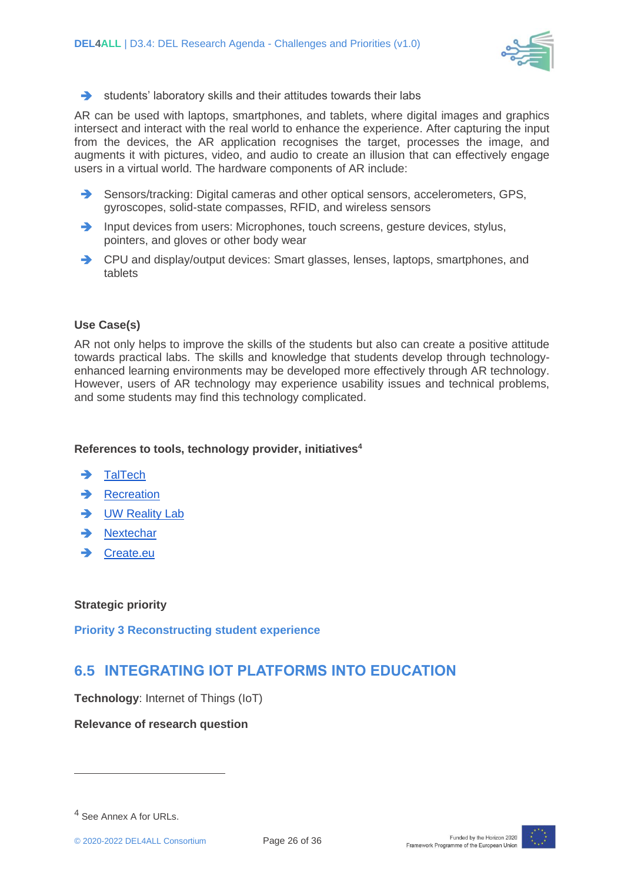- students' laboratory skills and their attitudes towards their labs

AR can be used with laptops, smartphones, and tablets, where digital images and graphics intersect and interact with the real world to enhance the experience. After capturing the input from the devices, the AR application recognises the target, processes the image, and augments it with pictures, video, and audio to create an illusion that can effectively engage users in a virtual world. The hardware components of AR include:

- Sensors/tracking: Digital cameras and other optical sensors, accelerometers, GPS, gyroscopes, solid-state compasses, RFID, and wireless sensors
- Input devices from users: Microphones, touch screens, gesture devices, stylus, pointers, and gloves or other body wear
- CPU and display/output devices: Smart glasses, lenses, laptops, smartphones, and tablets

**Use Case(s)**

AR not only helps to improve the skills of the students but also can create a positive attitude towards practical labs. The skills and knowledge that students develop through technology-enhanced learning environments may be developed more effectively through AR technology. However, users of AR technology may experience usability issues and technical problems, and some students may find this technology complicated.

**References to tools, technology provider, initiatives**[4]

- TalTech
- Recreation
- UW Reality Lab
- Nextechar
- Create.eu

**Strategic priority**

**Priority 3 Reconstructing student experience**

## 6.5 INTEGRATING IOT PLATFORMS INTO EDUCATION

**Technology**: Internet of Things (IoT)

**Relevance of research question**

[4] See Annex A for URLs.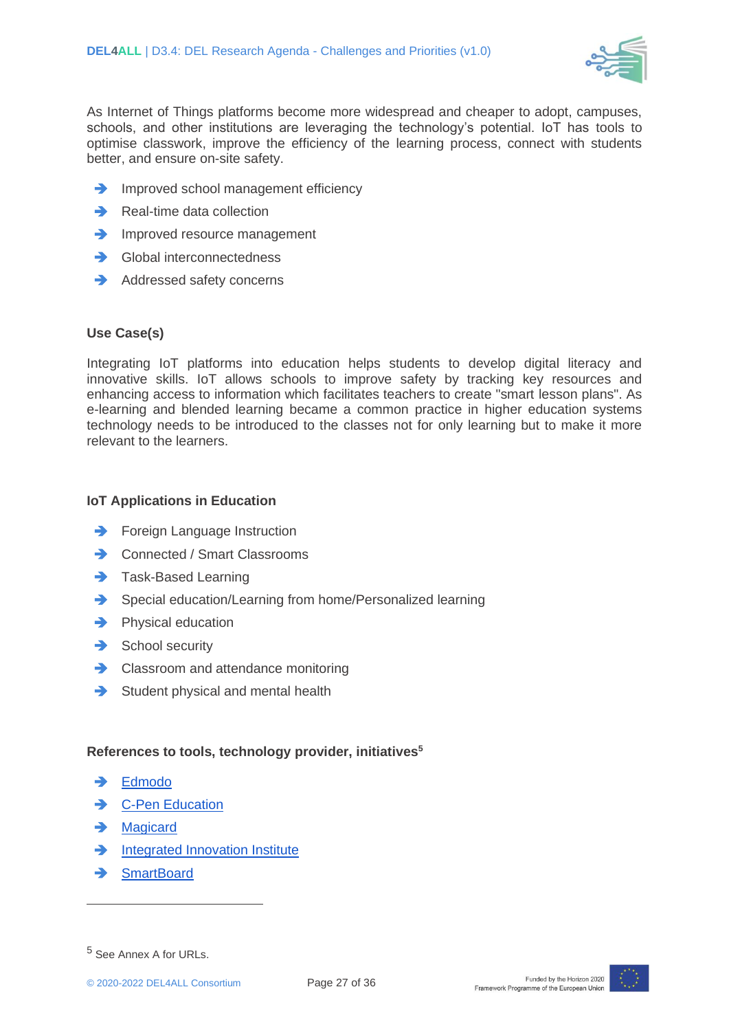As Internet of Things platforms become more widespread and cheaper to adopt, campuses, schools, and other institutions are leveraging the technology's potential. IoT has tools to optimise classwork, improve the efficiency of the learning process, connect with students better, and ensure on-site safety.

- Improved school management efficiency
- Real-time data collection
- Improved resource management
- Global interconnectedness
- Addressed safety concerns

**Use Case(s)**

Integrating IoT platforms into education helps students to develop digital literacy and innovative skills. IoT allows schools to improve safety by tracking key resources and enhancing access to information which facilitates teachers to create "smart lesson plans". As e-learning and blended learning became a common practice in higher education systems technology needs to be introduced to the classes not for only learning but to make it more relevant to the learners.

**IoT Applications in Education**

- Foreign Language Instruction
- Connected / Smart Classrooms
- Task-Based Learning
- Special education/Learning from home/Personalized learning
- Physical education
- School security
- Classroom and attendance monitoring
- Student physical and mental health

**References to tools, technology provider, initiatives[5]**

- Edmodo
- C-Pen Education
- Magicard
- Integrated Innovation Institute
- SmartBoard

[5] See Annex A for URLs.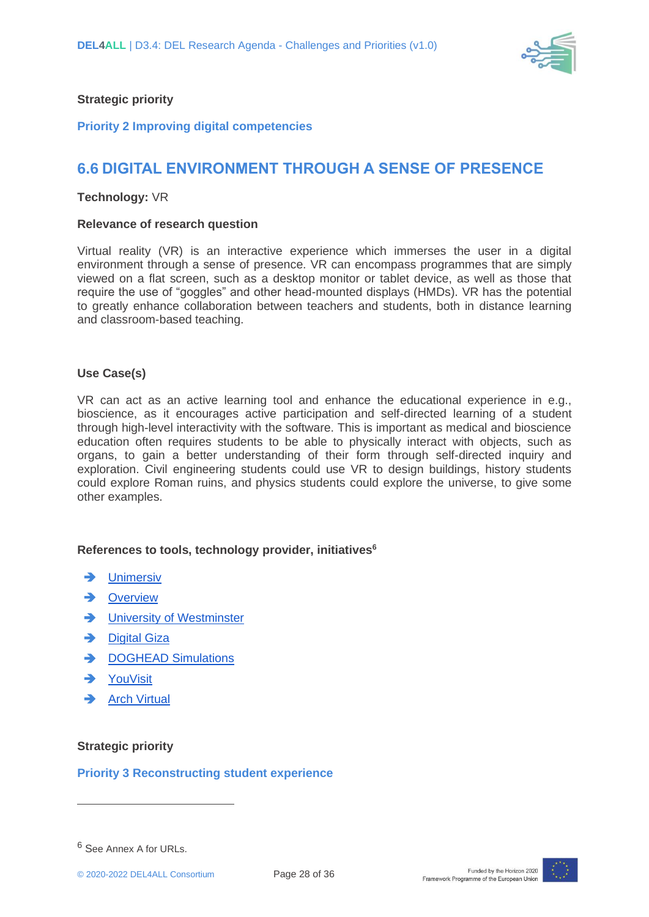**Strategic priority**

**Priority 2 Improving digital competencies**

## 6.6 DIGITAL ENVIRONMENT THROUGH A SENSE OF PRESENCE

**Technology:** VR

**Relevance of research question**

Virtual reality (VR) is an interactive experience which immerses the user in a digital environment through a sense of presence. VR can encompass programmes that are simply viewed on a flat screen, such as a desktop monitor or tablet device, as well as those that require the use of "goggles" and other head-mounted displays (HMDs). VR has the potential to greatly enhance collaboration between teachers and students, both in distance learning and classroom-based teaching.

**Use Case(s)**

VR can act as an active learning tool and enhance the educational experience in e.g., bioscience, as it encourages active participation and self-directed learning of a student through high-level interactivity with the software. This is important as medical and bioscience education often requires students to be able to physically interact with objects, such as organs, to gain a better understanding of their form through self-directed inquiry and exploration. Civil engineering students could use VR to design buildings, history students could explore Roman ruins, and physics students could explore the universe, to give some other examples.

**References to tools, technology provider, initiatives**[6]

- Unimersiv
- Overview
- University of Westminster
- Digital Giza
- DOGHEAD Simulations
- YouVisit
- Arch Virtual

**Strategic priority**

**Priority 3 Reconstructing student experience**

---

[6] See Annex A for URLs.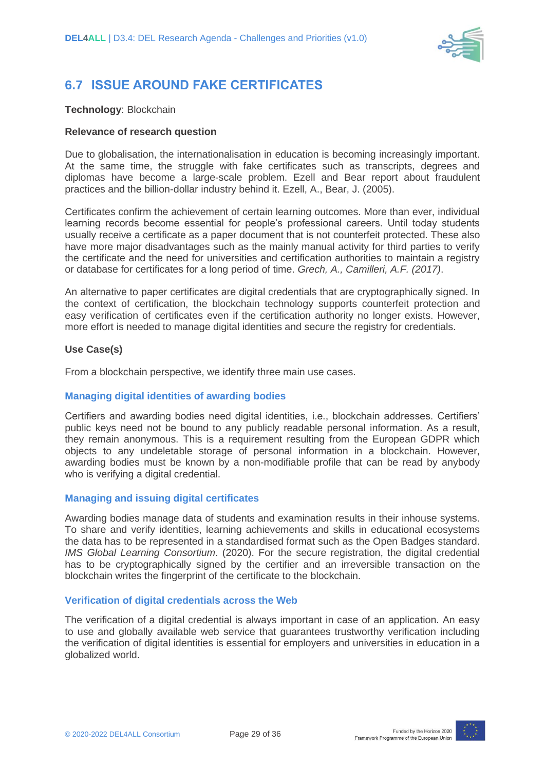## 6.7 ISSUE AROUND FAKE CERTIFICATES

**Technology**: Blockchain

**Relevance of research question**

Due to globalisation, the internationalisation in education is becoming increasingly important. At the same time, the struggle with fake certificates such as transcripts, degrees and diplomas have become a large-scale problem. Ezell and Bear report about fraudulent practices and the billion-dollar industry behind it. Ezell, A., Bear, J. (2005).

Certificates confirm the achievement of certain learning outcomes. More than ever, individual learning records become essential for people's professional careers. Until today students usually receive a certificate as a paper document that is not counterfeit protected. These also have more major disadvantages such as the mainly manual activity for third parties to verify the certificate and the need for universities and certification authorities to maintain a registry or database for certificates for a long period of time. *Grech, A., Camilleri, A.F. (2017)*.

An alternative to paper certificates are digital credentials that are cryptographically signed. In the context of certification, the blockchain technology supports counterfeit protection and easy verification of certificates even if the certification authority no longer exists. However, more effort is needed to manage digital identities and secure the registry for credentials.

**Use Case(s)**

From a blockchain perspective, we identify three main use cases.

### Managing digital identities of awarding bodies

Certifiers and awarding bodies need digital identities, i.e., blockchain addresses. Certifiers' public keys need not be bound to any publicly readable personal information. As a result, they remain anonymous. This is a requirement resulting from the European GDPR which objects to any undeletable storage of personal information in a blockchain. However, awarding bodies must be known by a non-modifiable profile that can be read by anybody who is verifying a digital credential.

### Managing and issuing digital certificates

Awarding bodies manage data of students and examination results in their inhouse systems. To share and verify identities, learning achievements and skills in educational ecosystems the data has to be represented in a standardised format such as the Open Badges standard. *IMS Global Learning Consortium*. (2020). For the secure registration, the digital credential has to be cryptographically signed by the certifier and an irreversible transaction on the blockchain writes the fingerprint of the certificate to the blockchain.

### Verification of digital credentials across the Web

The verification of a digital credential is always important in case of an application. An easy to use and globally available web service that guarantees trustworthy verification including the verification of digital identities is essential for employers and universities in education in a globalized world.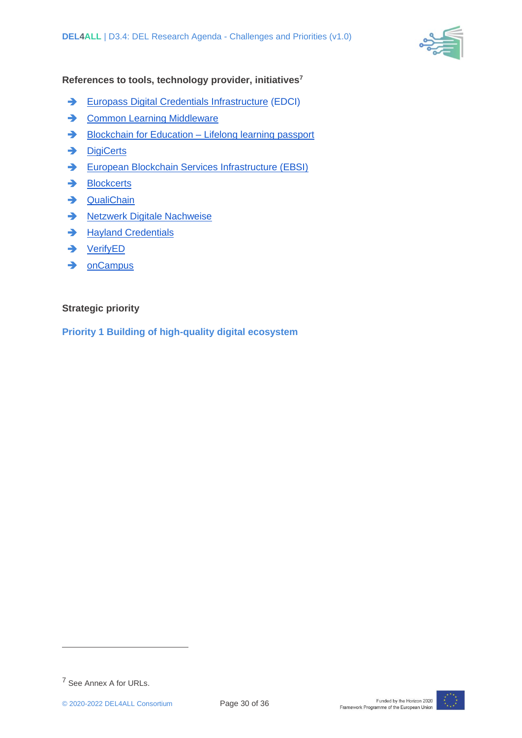**References to tools, technology provider, initiatives**[7]

- Europass Digital Credentials Infrastructure (EDCI)
- Common Learning Middleware
- Blockchain for Education – Lifelong learning passport
- DigiCerts
- European Blockchain Services Infrastructure (EBSI)
- Blockcerts
- QualiChain
- Netzwerk Digitale Nachweise
- Hayland Credentials
- VerifyED
- onCampus

**Strategic priority**

**Priority 1 Building of high-quality digital ecosystem**

[7] See Annex A for URLs.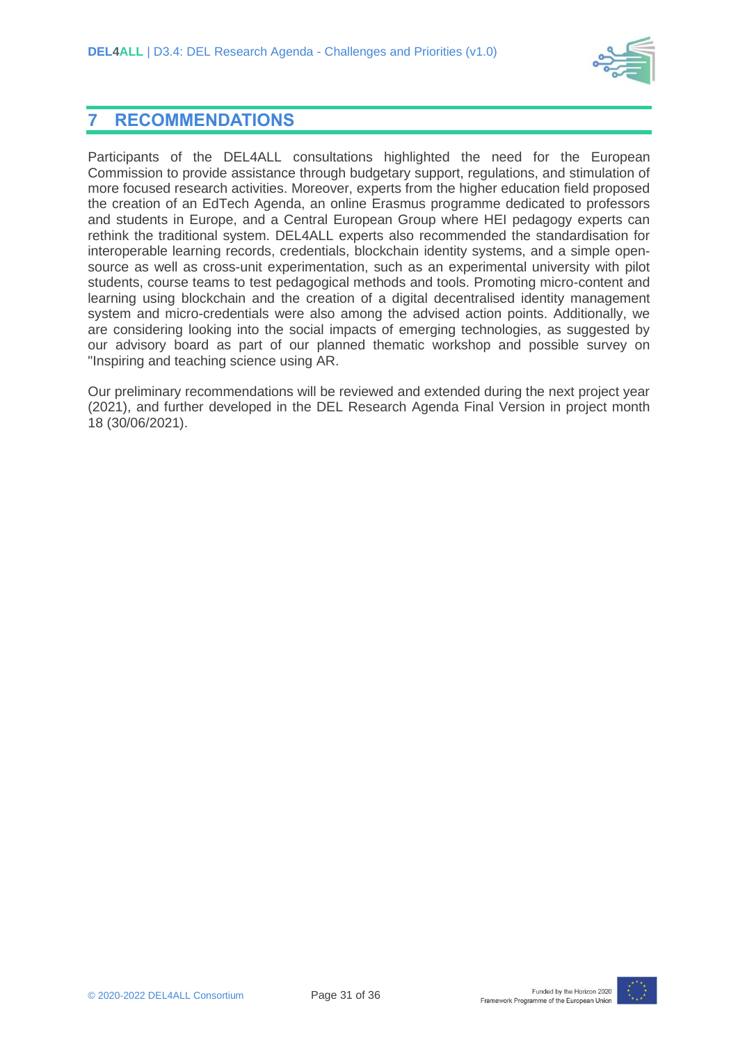# 7 RECOMMENDATIONS

Participants of the DEL4ALL consultations highlighted the need for the European Commission to provide assistance through budgetary support, regulations, and stimulation of more focused research activities. Moreover, experts from the higher education field proposed the creation of an EdTech Agenda, an online Erasmus programme dedicated to professors and students in Europe, and a Central European Group where HEI pedagogy experts can rethink the traditional system. DEL4ALL experts also recommended the standardisation for interoperable learning records, credentials, blockchain identity systems, and a simple open-source as well as cross-unit experimentation, such as an experimental university with pilot students, course teams to test pedagogical methods and tools. Promoting micro-content and learning using blockchain and the creation of a digital decentralised identity management system and micro-credentials were also among the advised action points. Additionally, we are considering looking into the social impacts of emerging technologies, as suggested by our advisory board as part of our planned thematic workshop and possible survey on "Inspiring and teaching science using AR.

Our preliminary recommendations will be reviewed and extended during the next project year (2021), and further developed in the DEL Research Agenda Final Version in project month 18 (30/06/2021).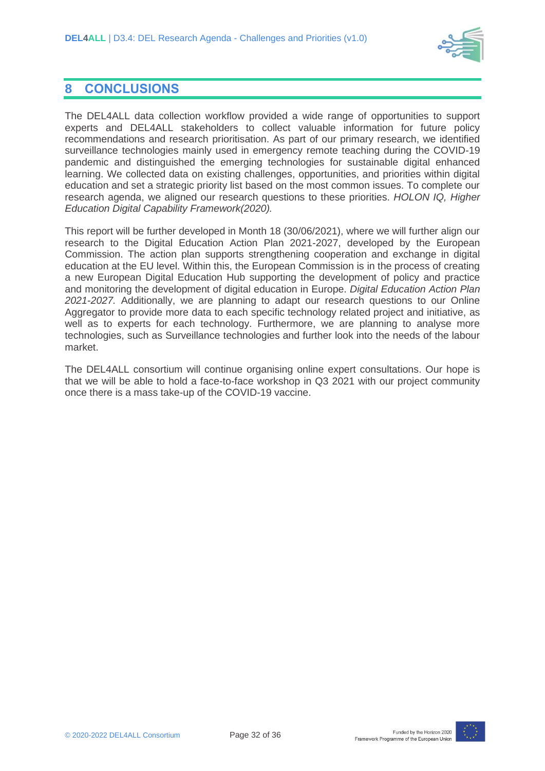# 8 CONCLUSIONS

The DEL4ALL data collection workflow provided a wide range of opportunities to support experts and DEL4ALL stakeholders to collect valuable information for future policy recommendations and research prioritisation. As part of our primary research, we identified surveillance technologies mainly used in emergency remote teaching during the COVID-19 pandemic and distinguished the emerging technologies for sustainable digital enhanced learning. We collected data on existing challenges, opportunities, and priorities within digital education and set a strategic priority list based on the most common issues. To complete our research agenda, we aligned our research questions to these priorities. *HOLON IQ, Higher Education Digital Capability Framework(2020).*

This report will be further developed in Month 18 (30/06/2021), where we will further align our research to the Digital Education Action Plan 2021-2027, developed by the European Commission. The action plan supports strengthening cooperation and exchange in digital education at the EU level. Within this, the European Commission is in the process of creating a new European Digital Education Hub supporting the development of policy and practice and monitoring the development of digital education in Europe. *Digital Education Action Plan 2021-2027.* Additionally, we are planning to adapt our research questions to our Online Aggregator to provide more data to each specific technology related project and initiative, as well as to experts for each technology. Furthermore, we are planning to analyse more technologies, such as Surveillance technologies and further look into the needs of the labour market.

The DEL4ALL consortium will continue organising online expert consultations. Our hope is that we will be able to hold a face-to-face workshop in Q3 2021 with our project community once there is a mass take-up of the COVID-19 vaccine.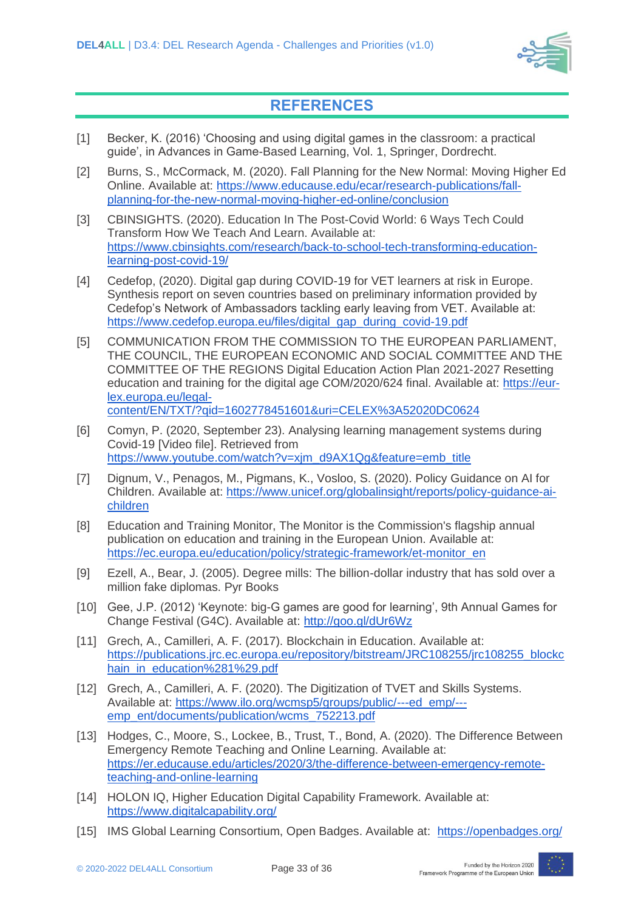## REFERENCES

[1] Becker, K. (2016) 'Choosing and using digital games in the classroom: a practical guide', in Advances in Game-Based Learning, Vol. 1, Springer, Dordrecht.

[2] Burns, S., McCormack, M. (2020). Fall Planning for the New Normal: Moving Higher Ed Online. Available at: https://www.educause.edu/ecar/research-publications/fall-planning-for-the-new-normal-moving-higher-ed-online/conclusion

[3] CBINSIGHTS. (2020). Education In The Post-Covid World: 6 Ways Tech Could Transform How We Teach And Learn. Available at: https://www.cbinsights.com/research/back-to-school-tech-transforming-education-learning-post-covid-19/

[4] Cedefop, (2020). Digital gap during COVID-19 for VET learners at risk in Europe. Synthesis report on seven countries based on preliminary information provided by Cedefop's Network of Ambassadors tackling early leaving from VET. Available at: https://www.cedefop.europa.eu/files/digital_gap_during_covid-19.pdf

[5] COMMUNICATION FROM THE COMMISSION TO THE EUROPEAN PARLIAMENT, THE COUNCIL, THE EUROPEAN ECONOMIC AND SOCIAL COMMITTEE AND THE COMMITTEE OF THE REGIONS Digital Education Action Plan 2021-2027 Resetting education and training for the digital age COM/2020/624 final. Available at: https://eur-lex.europa.eu/legal-content/EN/TXT/?qid=1602778451601&uri=CELEX%3A52020DC0624

[6] Comyn, P. (2020, September 23). Analysing learning management systems during Covid-19 [Video file]. Retrieved from https://www.youtube.com/watch?v=xjm_d9AX1Qg&feature=emb_title

[7] Dignum, V., Penagos, M., Pigmans, K., Vosloo, S. (2020). Policy Guidance on AI for Children. Available at: https://www.unicef.org/globalinsight/reports/policy-guidance-ai-children

[8] Education and Training Monitor, The Monitor is the Commission's flagship annual publication on education and training in the European Union. Available at: https://ec.europa.eu/education/policy/strategic-framework/et-monitor_en

[9] Ezell, A., Bear, J. (2005). Degree mills: The billion-dollar industry that has sold over a million fake diplomas. Pyr Books

[10] Gee, J.P. (2012) 'Keynote: big-G games are good for learning', 9th Annual Games for Change Festival (G4C). Available at: http://goo.gl/dUr6Wz

[11] Grech, A., Camilleri, A. F. (2017). Blockchain in Education. Available at: https://publications.jrc.ec.europa.eu/repository/bitstream/JRC108255/jrc108255_blockchain_in_education%281%29.pdf

[12] Grech, A., Camilleri, A. F. (2020). The Digitization of TVET and Skills Systems. Available at: https://www.ilo.org/wcmsp5/groups/public/---ed_emp/---emp_ent/documents/publication/wcms_752213.pdf

[13] Hodges, C., Moore, S., Lockee, B., Trust, T., Bond, A. (2020). The Difference Between Emergency Remote Teaching and Online Learning. Available at: https://er.educause.edu/articles/2020/3/the-difference-between-emergency-remote-teaching-and-online-learning

[14] HOLON IQ, Higher Education Digital Capability Framework. Available at: https://www.digitalcapability.org/

[15] IMS Global Learning Consortium, Open Badges. Available at: https://openbadges.org/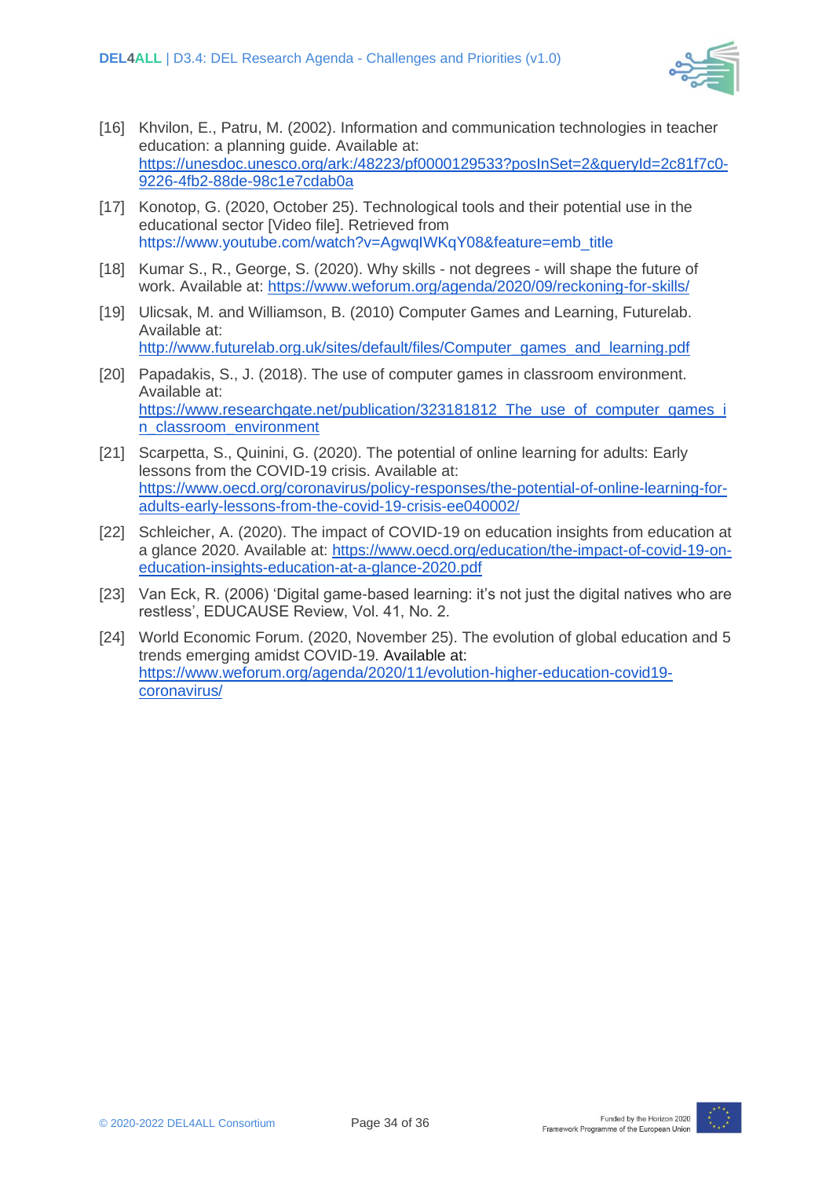[16] Khvilon, E., Patru, M. (2002). Information and communication technologies in teacher education: a planning guide. Available at: https://unesdoc.unesco.org/ark:/48223/pf0000129533?posInSet=2&queryId=2c81f7c0-9226-4fb2-88de-98c1e7cdab0a

[17] Konotop, G. (2020, October 25). Technological tools and their potential use in the educational sector [Video file]. Retrieved from https://www.youtube.com/watch?v=AgwqIWKqY08&feature=emb_title

[18] Kumar S., R., George, S. (2020). Why skills - not degrees - will shape the future of work. Available at: https://www.weforum.org/agenda/2020/09/reckoning-for-skills/

[19] Ulicsak, M. and Williamson, B. (2010) Computer Games and Learning, Futurelab. Available at: http://www.futurelab.org.uk/sites/default/files/Computer_games_and_learning.pdf

[20] Papadakis, S., J. (2018). The use of computer games in classroom environment. Available at: https://www.researchgate.net/publication/323181812_The_use_of_computer_games_in_classroom_environment

[21] Scarpetta, S., Quinini, G. (2020). The potential of online learning for adults: Early lessons from the COVID-19 crisis. Available at: https://www.oecd.org/coronavirus/policy-responses/the-potential-of-online-learning-for-adults-early-lessons-from-the-covid-19-crisis-ee040002/

[22] Schleicher, A. (2020). The impact of COVID-19 on education insights from education at a glance 2020. Available at: https://www.oecd.org/education/the-impact-of-covid-19-on-education-insights-education-at-a-glance-2020.pdf

[23] Van Eck, R. (2006) 'Digital game-based learning: it's not just the digital natives who are restless', EDUCAUSE Review, Vol. 41, No. 2.

[24] World Economic Forum. (2020, November 25). The evolution of global education and 5 trends emerging amidst COVID-19. Available at: https://www.weforum.org/agenda/2020/11/evolution-higher-education-covid19-coronavirus/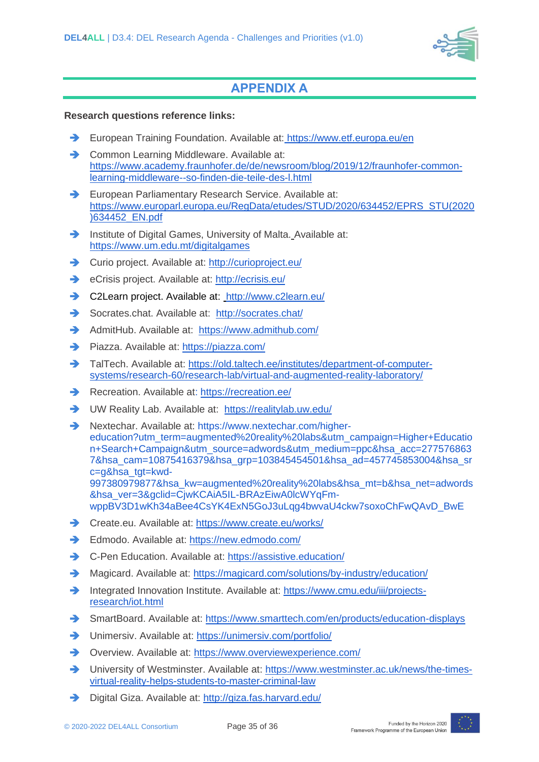# APPENDIX A

**Research questions reference links:**

- European Training Foundation. Available at: https://www.etf.europa.eu/en
- Common Learning Middleware. Available at: https://www.academy.fraunhofer.de/de/newsroom/blog/2019/12/fraunhofer-common-learning-middleware--so-finden-die-teile-des-l.html
- European Parliamentary Research Service. Available at: https://www.europarl.europa.eu/RegData/etudes/STUD/2020/634452/EPRS_STU(2020)634452_EN.pdf
- Institute of Digital Games, University of Malta. Available at: https://www.um.edu.mt/digitalgames
- Curio project. Available at: http://curioproject.eu/
- eCrisis project. Available at: http://ecrisis.eu/
- C2Learn project. Available at: http://www.c2learn.eu/
- Socrates.chat. Available at: http://socrates.chat/
- AdmitHub. Available at: https://www.admithub.com/
- Piazza. Available at: https://piazza.com/
- TalTech. Available at: https://old.taltech.ee/institutes/department-of-computer-systems/research-60/research-lab/virtual-and-augmented-reality-laboratory/
- Recreation. Available at: https://recreation.ee/
- UW Reality Lab. Available at: https://realitylab.uw.edu/
- Nextechar. Available at: https://www.nextechar.com/higher-education?utm_term=augmented%20reality%20labs&utm_campaign=Higher+Education+Search+Campaign&utm_source=adwords&utm_medium=ppc&hsa_acc=2775768637&hsa_cam=10875416379&hsa_grp=103845454501&hsa_ad=457745853004&hsa_src=g&hsa_tgt=kwd-997380979877&hsa_kw=augmented%20reality%20labs&hsa_mt=b&hsa_net=adwords&hsa_ver=3&gclid=CjwKCAiA5IL-BRAzEiwA0lcWYqFm-wppBV3D1wKh34aBee4CsYK4ExN5GoJ3uLqg4bwvaU4ckw7soxoChFwQAvD_BwE
- Create.eu. Available at: https://www.create.eu/works/
- Edmodo. Available at: https://new.edmodo.com/
- C-Pen Education. Available at: https://assistive.education/
- Magicard. Available at: https://magicard.com/solutions/by-industry/education/
- Integrated Innovation Institute. Available at: https://www.cmu.edu/iii/projects-research/iot.html
- SmartBoard. Available at: https://www.smarttech.com/en/products/education-displays
- Unimersiv. Available at: https://unimersiv.com/portfolio/
- Overview. Available at: https://www.overviewexperience.com/
- University of Westminster. Available at: https://www.westminster.ac.uk/news/the-times-virtual-reality-helps-students-to-master-criminal-law
- Digital Giza. Available at: http://giza.fas.harvard.edu/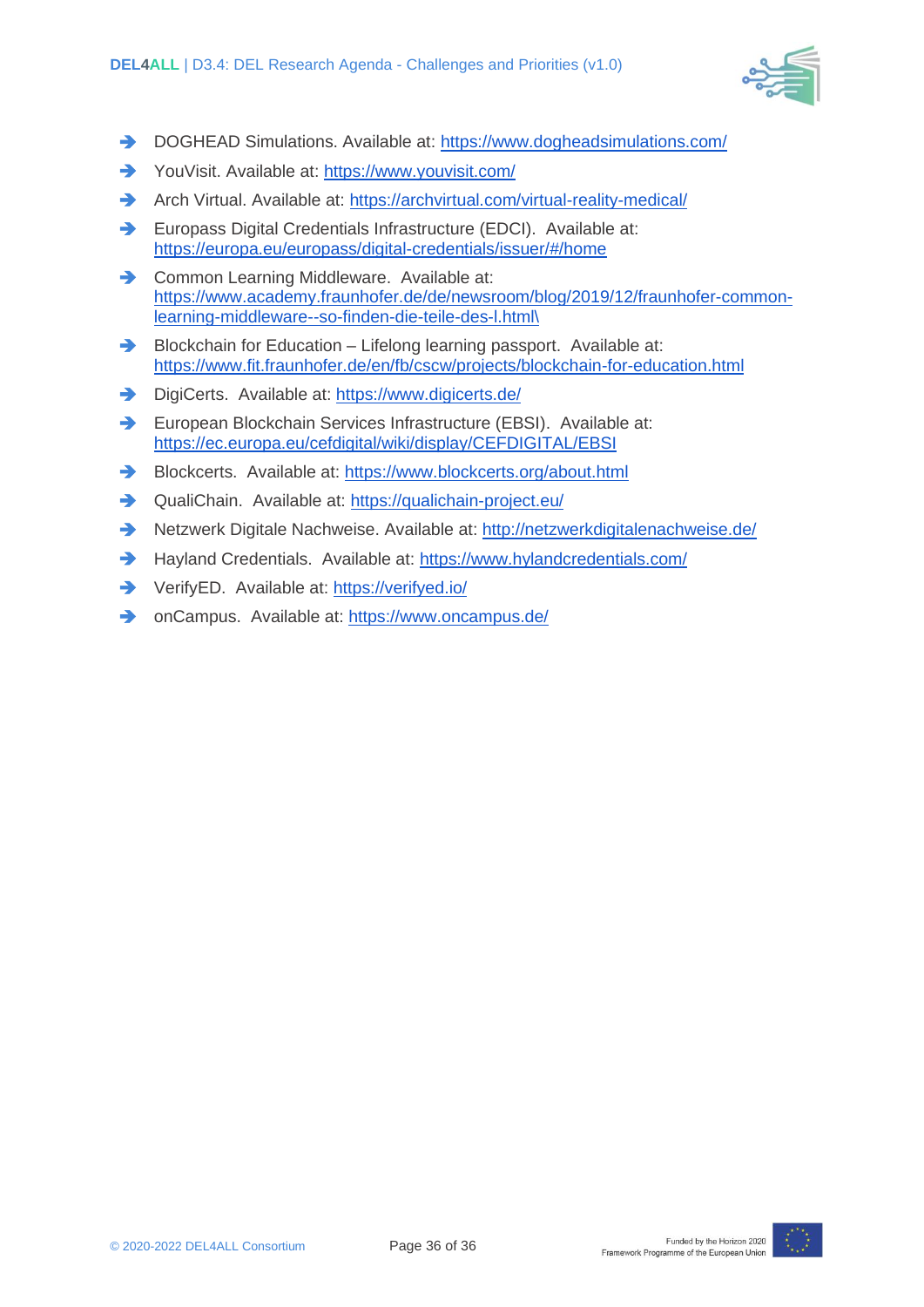- DOGHEAD Simulations. Available at: https://www.dogheadsimulations.com/
- YouVisit. Available at: https://www.youvisit.com/
- Arch Virtual. Available at: https://archvirtual.com/virtual-reality-medical/
- Europass Digital Credentials Infrastructure (EDCI). Available at: https://europa.eu/europass/digital-credentials/issuer/#/home
- Common Learning Middleware. Available at: https://www.academy.fraunhofer.de/de/newsroom/blog/2019/12/fraunhofer-common-learning-middleware--so-finden-die-teile-des-l.html\
- Blockchain for Education – Lifelong learning passport. Available at: https://www.fit.fraunhofer.de/en/fb/cscw/projects/blockchain-for-education.html
- DigiCerts. Available at: https://www.digicerts.de/
- European Blockchain Services Infrastructure (EBSI). Available at: https://ec.europa.eu/cefdigital/wiki/display/CEFDIGITAL/EBSI
- Blockcerts. Available at: https://www.blockcerts.org/about.html
- QualiChain. Available at: https://qualichain-project.eu/
- Netzwerk Digitale Nachweise. Available at: http://netzwerkdigitalenachweise.de/
- Hayland Credentials. Available at: https://www.hylandcredentials.com/
- VerifyED. Available at: https://verifyed.io/
- onCampus. Available at: https://www.oncampus.de/